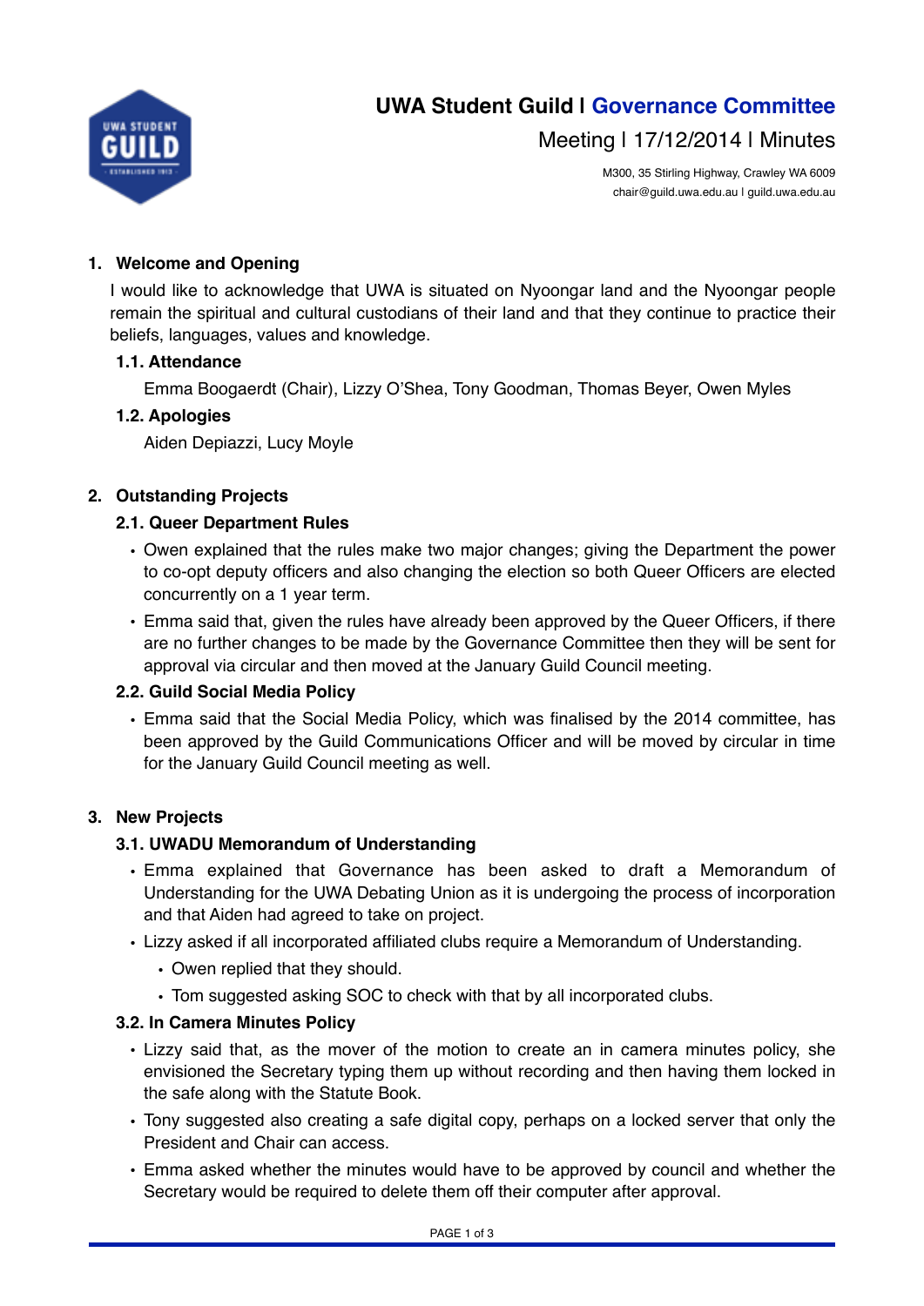# UWA Student Guild | Governance Committee

## Meeting | 17/12/2014 | Minutes

M300, 35 Stirling Highway, Crawley WA 6009
chair@guild.uwa.edu.au | guild.uwa.edu.au

### 1. Welcome and Opening

I would like to acknowledge that UWA is situated on Nyoongar land and the Nyoongar people remain the spiritual and cultural custodians of their land and that they continue to practice their beliefs, languages, values and knowledge.

#### 1.1. Attendance

Emma Boogaerdt (Chair), Lizzy O'Shea, Tony Goodman, Thomas Beyer, Owen Myles

#### 1.2. Apologies

Aiden Depiazzi, Lucy Moyle

### 2. Outstanding Projects

#### 2.1. Queer Department Rules

- Owen explained that the rules make two major changes; giving the Department the power to co-opt deputy officers and also changing the election so both Queer Officers are elected concurrently on a 1 year term.
- Emma said that, given the rules have already been approved by the Queer Officers, if there are no further changes to be made by the Governance Committee then they will be sent for approval via circular and then moved at the January Guild Council meeting.

#### 2.2. Guild Social Media Policy

- Emma said that the Social Media Policy, which was finalised by the 2014 committee, has been approved by the Guild Communications Officer and will be moved by circular in time for the January Guild Council meeting as well.

### 3. New Projects

#### 3.1. UWADU Memorandum of Understanding

- Emma explained that Governance has been asked to draft a Memorandum of Understanding for the UWA Debating Union as it is undergoing the process of incorporation and that Aiden had agreed to take on project.
- Lizzy asked if all incorporated affiliated clubs require a Memorandum of Understanding.
  - Owen replied that they should.
  - Tom suggested asking SOC to check with that by all incorporated clubs.

#### 3.2. In Camera Minutes Policy

- Lizzy said that, as the mover of the motion to create an in camera minutes policy, she envisioned the Secretary typing them up without recording and then having them locked in the safe along with the Statute Book.
- Tony suggested also creating a safe digital copy, perhaps on a locked server that only the President and Chair can access.
- Emma asked whether the minutes would have to be approved by council and whether the Secretary would be required to delete them off their computer after approval.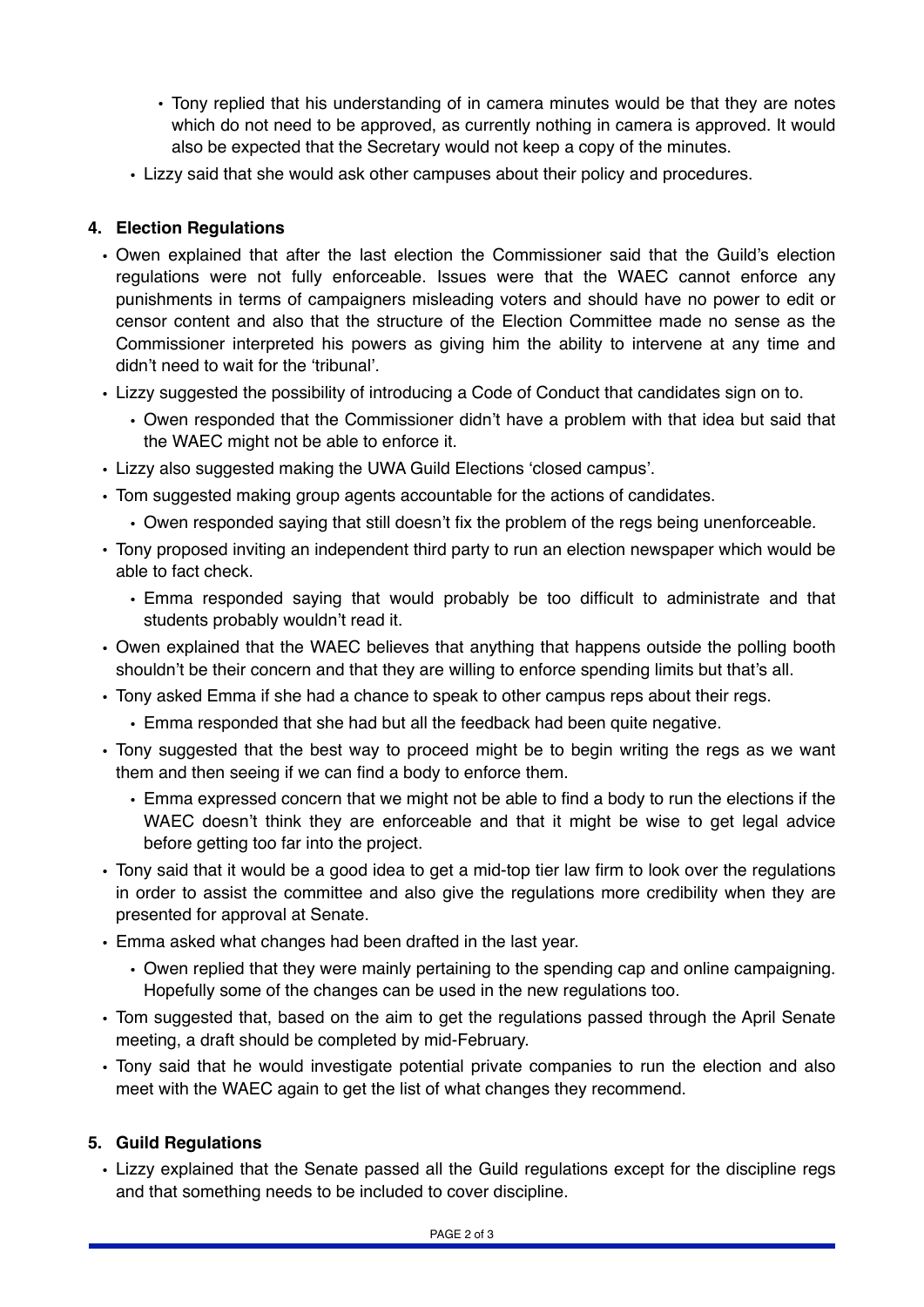- Tony replied that his understanding of in camera minutes would be that they are notes which do not need to be approved, as currently nothing in camera is approved. It would also be expected that the Secretary would not keep a copy of the minutes.
- Lizzy said that she would ask other campuses about their policy and procedures.

**4. Election Regulations**

- Owen explained that after the last election the Commissioner said that the Guild's election regulations were not fully enforceable. Issues were that the WAEC cannot enforce any punishments in terms of campaigners misleading voters and should have no power to edit or censor content and also that the structure of the Election Committee made no sense as the Commissioner interpreted his powers as giving him the ability to intervene at any time and didn't need to wait for the 'tribunal'.
- Lizzy suggested the possibility of introducing a Code of Conduct that candidates sign on to.
    - Owen responded that the Commissioner didn't have a problem with that idea but said that the WAEC might not be able to enforce it.
- Lizzy also suggested making the UWA Guild Elections 'closed campus'.
- Tom suggested making group agents accountable for the actions of candidates.
    - Owen responded saying that still doesn't fix the problem of the regs being unenforceable.
- Tony proposed inviting an independent third party to run an election newspaper which would be able to fact check.
    - Emma responded saying that would probably be too difficult to administrate and that students probably wouldn't read it.
- Owen explained that the WAEC believes that anything that happens outside the polling booth shouldn't be their concern and that they are willing to enforce spending limits but that's all.
- Tony asked Emma if she had a chance to speak to other campus reps about their regs.
    - Emma responded that she had but all the feedback had been quite negative.
- Tony suggested that the best way to proceed might be to begin writing the regs as we want them and then seeing if we can find a body to enforce them.
    - Emma expressed concern that we might not be able to find a body to run the elections if the WAEC doesn't think they are enforceable and that it might be wise to get legal advice before getting too far into the project.
- Tony said that it would be a good idea to get a mid-top tier law firm to look over the regulations in order to assist the committee and also give the regulations more credibility when they are presented for approval at Senate.
- Emma asked what changes had been drafted in the last year.
    - Owen replied that they were mainly pertaining to the spending cap and online campaigning. Hopefully some of the changes can be used in the new regulations too.
- Tom suggested that, based on the aim to get the regulations passed through the April Senate meeting, a draft should be completed by mid-February.
- Tony said that he would investigate potential private companies to run the election and also meet with the WAEC again to get the list of what changes they recommend.

**5. Guild Regulations**

- Lizzy explained that the Senate passed all the Guild regulations except for the discipline regs and that something needs to be included to cover discipline.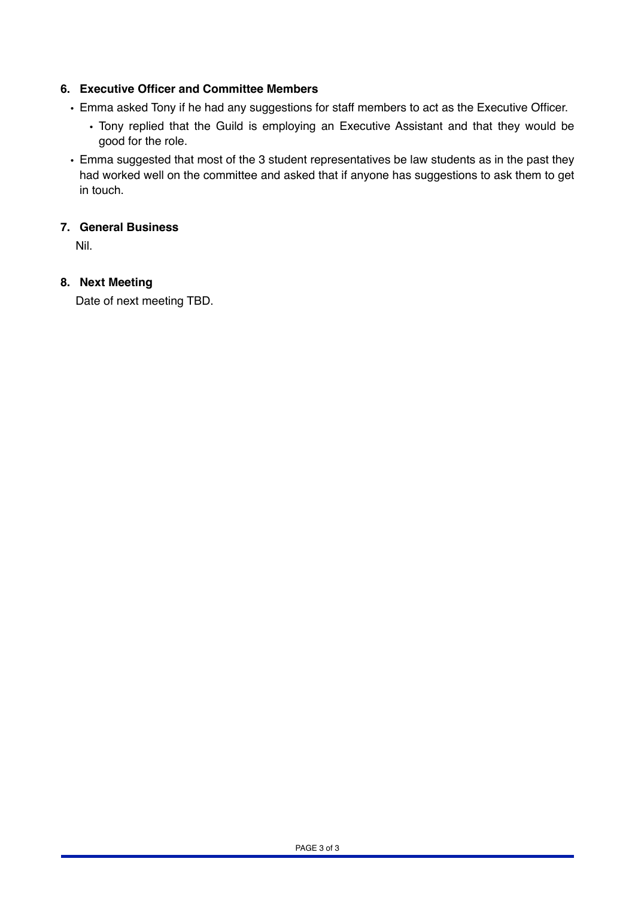### 6. Executive Officer and Committee Members

- Emma asked Tony if he had any suggestions for staff members to act as the Executive Officer.
  - Tony replied that the Guild is employing an Executive Assistant and that they would be good for the role.
- Emma suggested that most of the 3 student representatives be law students as in the past they had worked well on the committee and asked that if anyone has suggestions to ask them to get in touch.

### 7. General Business

Nil.

### 8. Next Meeting

Date of next meeting TBD.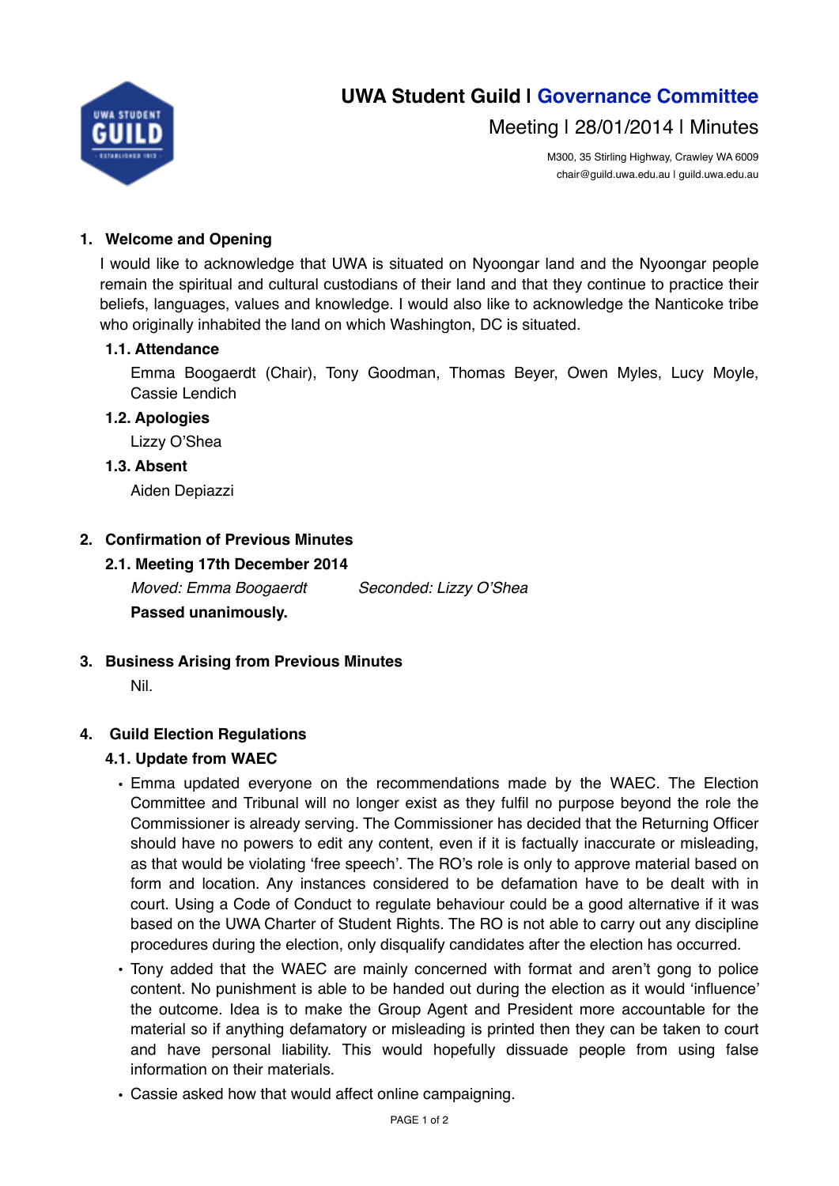# UWA Student Guild I Governance Committee

## Meeting I 28/01/2014 I Minutes

M300, 35 Stirling Highway, Crawley WA 6009
chair@guild.uwa.edu.au I guild.uwa.edu.au

## 1. Welcome and Opening

I would like to acknowledge that UWA is situated on Nyoongar land and the Nyoongar people remain the spiritual and cultural custodians of their land and that they continue to practice their beliefs, languages, values and knowledge. I would also like to acknowledge the Nanticoke tribe who originally inhabited the land on which Washington, DC is situated.

### 1.1. Attendance

Emma Boogaerdt (Chair), Tony Goodman, Thomas Beyer, Owen Myles, Lucy Moyle, Cassie Lendich

### 1.2. Apologies

Lizzy O'Shea

### 1.3. Absent

Aiden Depiazzi

## 2. Confirmation of Previous Minutes

### 2.1. Meeting 17th December 2014

*Moved: Emma Boogaerdt* *Seconded: Lizzy O'Shea*

**Passed unanimously.**

## 3. Business Arising from Previous Minutes

Nil.

## 4. Guild Election Regulations

### 4.1. Update from WAEC

- Emma updated everyone on the recommendations made by the WAEC. The Election Committee and Tribunal will no longer exist as they fulfil no purpose beyond the role the Commissioner is already serving. The Commissioner has decided that the Returning Officer should have no powers to edit any content, even if it is factually inaccurate or misleading, as that would be violating 'free speech'. The RO's role is only to approve material based on form and location. Any instances considered to be defamation have to be dealt with in court. Using a Code of Conduct to regulate behaviour could be a good alternative if it was based on the UWA Charter of Student Rights. The RO is not able to carry out any discipline procedures during the election, only disqualify candidates after the election has occurred.
- Tony added that the WAEC are mainly concerned with format and aren't gong to police content. No punishment is able to be handed out during the election as it would 'influence' the outcome. Idea is to make the Group Agent and President more accountable for the material so if anything defamatory or misleading is printed then they can be taken to court and have personal liability. This would hopefully dissuade people from using false information on their materials.
- Cassie asked how that would affect online campaigning.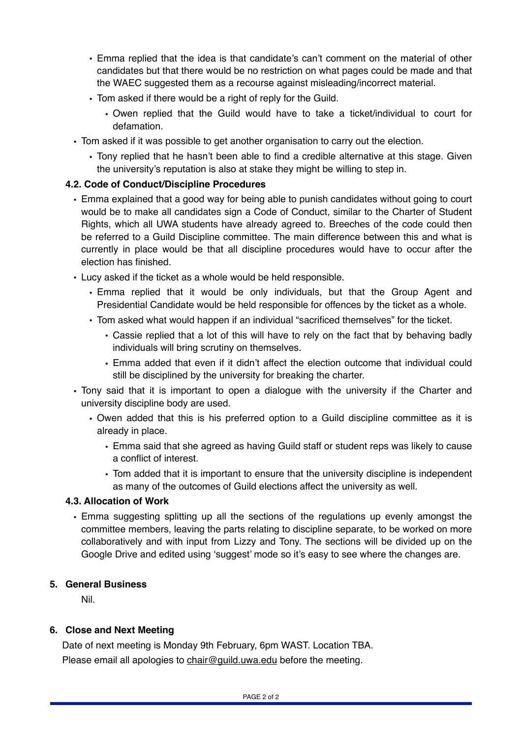- Emma replied that the idea is that candidate's can't comment on the material of other candidates but that there would be no restriction on what pages could be made and that the WAEC suggested them as a recourse against misleading/incorrect material.
- Tom asked if there would be a right of reply for the Guild.
  - Owen replied that the Guild would have to take a ticket/individual to court for defamation.
- Tom asked if it was possible to get another organisation to carry out the election.
  - Tony replied that he hasn't been able to find a credible alternative at this stage. Given the university's reputation is also at stake they might be willing to step in.

### 4.2. Code of Conduct/Discipline Procedures

- Emma explained that a good way for being able to punish candidates without going to court would be to make all candidates sign a Code of Conduct, similar to the Charter of Student Rights, which all UWA students have already agreed to. Breeches of the code could then be referred to a Guild Discipline committee. The main difference between this and what is currently in place would be that all discipline procedures would have to occur after the election has finished.
- Lucy asked if the ticket as a whole would be held responsible.
  - Emma replied that it would be only individuals, but that the Group Agent and Presidential Candidate would be held responsible for offences by the ticket as a whole.
  - Tom asked what would happen if an individual "sacrificed themselves" for the ticket.
    - Cassie replied that a lot of this will have to rely on the fact that by behaving badly individuals will bring scrutiny on themselves.
    - Emma added that even if it didn't affect the election outcome that individual could still be disciplined by the university for breaking the charter.
- Tony said that it is important to open a dialogue with the university if the Charter and university discipline body are used.
  - Owen added that this is his preferred option to a Guild discipline committee as it is already in place.
    - Emma said that she agreed as having Guild staff or student reps was likely to cause a conflict of interest.
    - Tom added that it is important to ensure that the university discipline is independent as many of the outcomes of Guild elections affect the university as well.

### 4.3. Allocation of Work

- Emma suggesting splitting up all the sections of the regulations up evenly amongst the committee members, leaving the parts relating to discipline separate, to be worked on more collaboratively and with input from Lizzy and Tony. The sections will be divided up on the Google Drive and edited using 'suggest' mode so it's easy to see where the changes are.

## 5. General Business

Nil.

## 6. Close and Next Meeting

Date of next meeting is Monday 9th February, 6pm WAST. Location TBA.

Please email all apologies to chair@guild.uwa.edu before the meeting.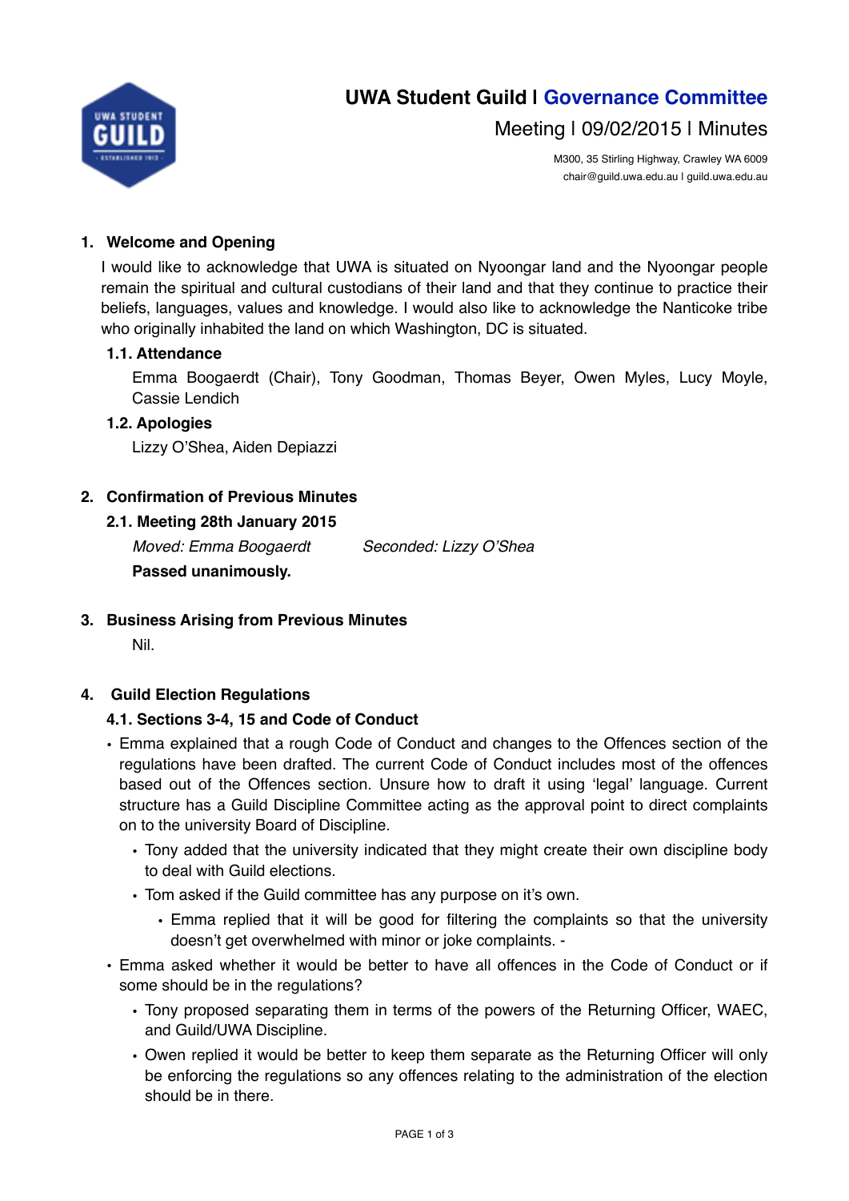# UWA Student Guild | Governance Committee

## Meeting | 09/02/2015 | Minutes

M300, 35 Stirling Highway, Crawley WA 6009
chair@guild.uwa.edu.au | guild.uwa.edu.au

### 1. Welcome and Opening

I would like to acknowledge that UWA is situated on Nyoongar land and the Nyoongar people remain the spiritual and cultural custodians of their land and that they continue to practice their beliefs, languages, values and knowledge. I would also like to acknowledge the Nanticoke tribe who originally inhabited the land on which Washington, DC is situated.

#### 1.1. Attendance

Emma Boogaerdt (Chair), Tony Goodman, Thomas Beyer, Owen Myles, Lucy Moyle, Cassie Lendich

#### 1.2. Apologies

Lizzy O'Shea, Aiden Depiazzi

### 2. Confirmation of Previous Minutes

#### 2.1. Meeting 28th January 2015

*Moved: Emma Boogaerdt* *Seconded: Lizzy O'Shea*

**Passed unanimously.**

### 3. Business Arising from Previous Minutes

Nil.

### 4. Guild Election Regulations

#### 4.1. Sections 3-4, 15 and Code of Conduct

- Emma explained that a rough Code of Conduct and changes to the Offences section of the regulations have been drafted. The current Code of Conduct includes most of the offences based out of the Offences section. Unsure how to draft it using 'legal' language. Current structure has a Guild Discipline Committee acting as the approval point to direct complaints on to the university Board of Discipline.
  - Tony added that the university indicated that they might create their own discipline body to deal with Guild elections.
  - Tom asked if the Guild committee has any purpose on it's own.
    - Emma replied that it will be good for filtering the complaints so that the university doesn't get overwhelmed with minor or joke complaints. -
- Emma asked whether it would be better to have all offences in the Code of Conduct or if some should be in the regulations?
  - Tony proposed separating them in terms of the powers of the Returning Officer, WAEC, and Guild/UWA Discipline.
  - Owen replied it would be better to keep them separate as the Returning Officer will only be enforcing the regulations so any offences relating to the administration of the election should be in there.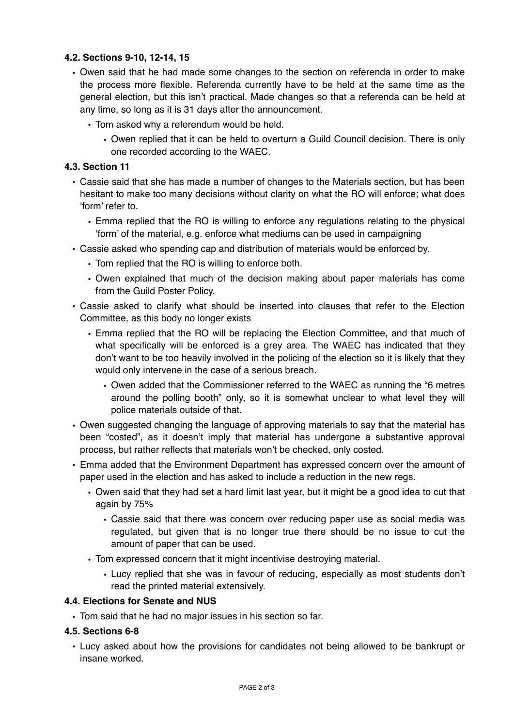### 4.2. Sections 9-10, 12-14, 15

- Owen said that he had made some changes to the section on referenda in order to make the process more flexible. Referenda currently have to be held at the same time as the general election, but this isn't practical. Made changes so that a referenda can be held at any time, so long as it is 31 days after the announcement.
  - Tom asked why a referendum would be held.
    - Owen replied that it can be held to overturn a Guild Council decision. There is only one recorded according to the WAEC.

### 4.3. Section 11

- Cassie said that she has made a number of changes to the Materials section, but has been hesitant to make too many decisions without clarity on what the RO will enforce; what does 'form' refer to.
  - Emma replied that the RO is willing to enforce any regulations relating to the physical 'form' of the material, e.g. enforce what mediums can be used in campaigning
- Cassie asked who spending cap and distribution of materials would be enforced by.
  - Tom replied that the RO is willing to enforce both.
  - Owen explained that much of the decision making about paper materials has come from the Guild Poster Policy.
- Cassie asked to clarify what should be inserted into clauses that refer to the Election Committee, as this body no longer exists
  - Emma replied that the RO will be replacing the Election Committee, and that much of what specifically will be enforced is a grey area. The WAEC has indicated that they don't want to be too heavily involved in the policing of the election so it is likely that they would only intervene in the case of a serious breach.
    - Owen added that the Commissioner referred to the WAEC as running the "6 metres around the polling booth" only, so it is somewhat unclear to what level they will police materials outside of that.
- Owen suggested changing the language of approving materials to say that the material has been "costed", as it doesn't imply that material has undergone a substantive approval process, but rather reflects that materials won't be checked, only costed.
- Emma added that the Environment Department has expressed concern over the amount of paper used in the election and has asked to include a reduction in the new regs.
  - Owen said that they had set a hard limit last year, but it might be a good idea to cut that again by 75%
    - Cassie said that there was concern over reducing paper use as social media was regulated, but given that is no longer true there should be no issue to cut the amount of paper that can be used.
  - Tom expressed concern that it might incentivise destroying material.
    - Lucy replied that she was in favour of reducing, especially as most students don't read the printed material extensively.

### 4.4. Elections for Senate and NUS

- Tom said that he had no major issues in his section so far.

### 4.5. Sections 6-8

- Lucy asked about how the provisions for candidates not being allowed to be bankrupt or insane worked.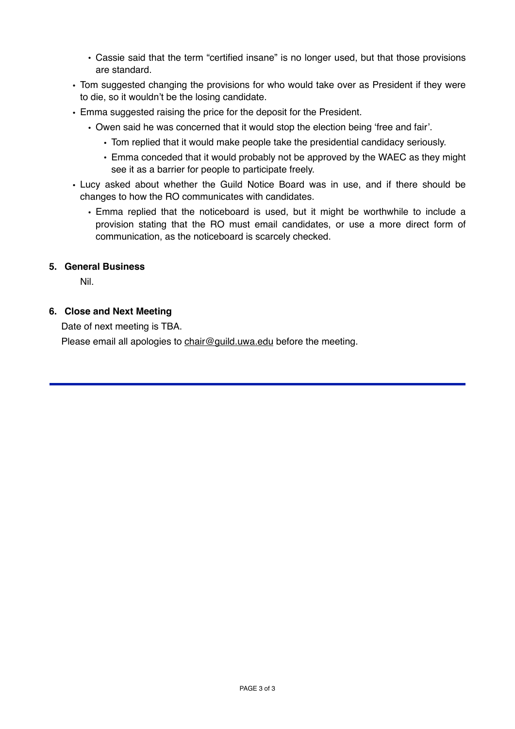- Cassie said that the term “certified insane” is no longer used, but that those provisions are standard.
- Tom suggested changing the provisions for who would take over as President if they were to die, so it wouldn’t be the losing candidate.
- Emma suggested raising the price for the deposit for the President.
    - Owen said he was concerned that it would stop the election being ‘free and fair’.
        - Tom replied that it would make people take the presidential candidacy seriously.
        - Emma conceded that it would probably not be approved by the WAEC as they might see it as a barrier for people to participate freely.
- Lucy asked about whether the Guild Notice Board was in use, and if there should be changes to how the RO communicates with candidates.
    - Emma replied that the noticeboard is used, but it might be worthwhile to include a provision stating that the RO must email candidates, or use a more direct form of communication, as the noticeboard is scarcely checked.

### 5. General Business

Nil.

### 6. Close and Next Meeting

Date of next meeting is TBA.

Please email all apologies to chair@guild.uwa.edu before the meeting.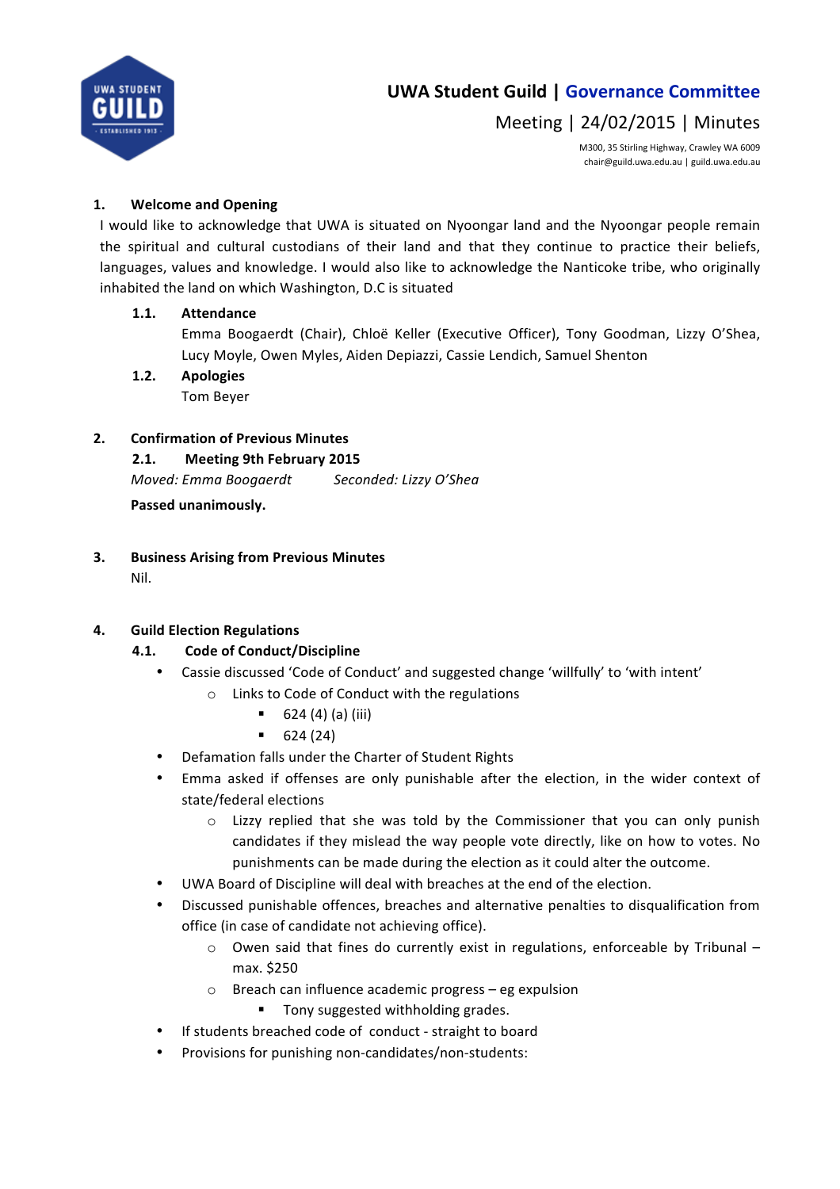# UWA Student Guild | Governance Committee

## Meeting | 24/02/2015 | Minutes

M300, 35 Stirling Highway, Crawley WA 6009
chair@guild.uwa.edu.au | guild.uwa.edu.au

### 1. Welcome and Opening

I would like to acknowledge that UWA is situated on Nyoongar land and the Nyoongar people remain the spiritual and cultural custodians of their land and that they continue to practice their beliefs, languages, values and knowledge. I would also like to acknowledge the Nanticoke tribe, who originally inhabited the land on which Washington, D.C is situated

**1.1. Attendance**

Emma Boogaerdt (Chair), Chloë Keller (Executive Officer), Tony Goodman, Lizzy O'Shea, Lucy Moyle, Owen Myles, Aiden Depiazzi, Cassie Lendich, Samuel Shenton

**1.2. Apologies**

Tom Beyer

### 2. Confirmation of Previous Minutes

**2.1. Meeting 9th February 2015**

*Moved: Emma Boogaerdt* *Seconded: Lizzy O'Shea*

**Passed unanimously.**

### 3. Business Arising from Previous Minutes

Nil.

### 4. Guild Election Regulations

**4.1. Code of Conduct/Discipline**

- Cassie discussed 'Code of Conduct' and suggested change 'willfully' to 'with intent'
  - Links to Code of Conduct with the regulations
    - 624 (4) (a) (iii)
    - 624 (24)
- Defamation falls under the Charter of Student Rights
- Emma asked if offenses are only punishable after the election, in the wider context of state/federal elections
  - Lizzy replied that she was told by the Commissioner that you can only punish candidates if they mislead the way people vote directly, like on how to votes. No punishments can be made during the election as it could alter the outcome.
- UWA Board of Discipline will deal with breaches at the end of the election.
- Discussed punishable offences, breaches and alternative penalties to disqualification from office (in case of candidate not achieving office).
  - Owen said that fines do currently exist in regulations, enforceable by Tribunal – max. $250
  - Breach can influence academic progress – eg expulsion
    - Tony suggested withholding grades.
- If students breached code of conduct - straight to board
- Provisions for punishing non-candidates/non-students: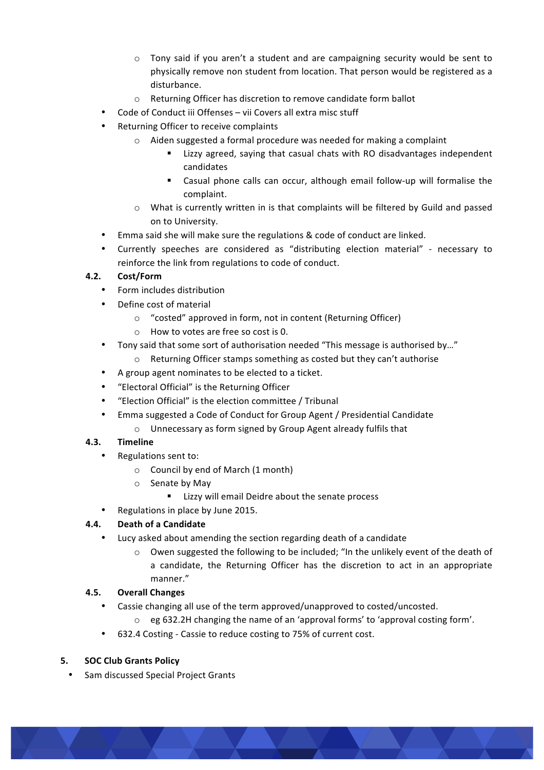- Tony said if you aren't a student and are campaigning security would be sent to physically remove non student from location. That person would be registered as a disturbance.
  - Returning Officer has discretion to remove candidate form ballot
- Code of Conduct iii Offenses – vii Covers all extra misc stuff
- Returning Officer to receive complaints
  - Aiden suggested a formal procedure was needed for making a complaint
    - Lizzy agreed, saying that casual chats with RO disadvantages independent candidates
    - Casual phone calls can occur, although email follow-up will formalise the complaint.
  - What is currently written in is that complaints will be filtered by Guild and passed on to University.
- Emma said she will make sure the regulations & code of conduct are linked.
- Currently speeches are considered as "distributing election material" - necessary to reinforce the link from regulations to code of conduct.

### 4.2. Cost/Form

- Form includes distribution
- Define cost of material
  - "costed" approved in form, not in content (Returning Officer)
  - How to votes are free so cost is 0.
- Tony said that some sort of authorisation needed "This message is authorised by…"
  - Returning Officer stamps something as costed but they can't authorise
- A group agent nominates to be elected to a ticket.
- "Electoral Official" is the Returning Officer
- "Election Official" is the election committee / Tribunal
- Emma suggested a Code of Conduct for Group Agent / Presidential Candidate
  - Unnecessary as form signed by Group Agent already fulfils that

### 4.3. Timeline

- Regulations sent to:
  - Council by end of March (1 month)
  - Senate by May
    - Lizzy will email Deidre about the senate process
- Regulations in place by June 2015.

### 4.4. Death of a Candidate

- Lucy asked about amending the section regarding death of a candidate
  - Owen suggested the following to be included; "In the unlikely event of the death of a candidate, the Returning Officer has the discretion to act in an appropriate manner."

### 4.5. Overall Changes

- Cassie changing all use of the term approved/unapproved to costed/uncosted.
  - eg 632.2H changing the name of an 'approval forms' to 'approval costing form'.
- 632.4 Costing - Cassie to reduce costing to 75% of current cost.

## 5. SOC Club Grants Policy

- Sam discussed Special Project Grants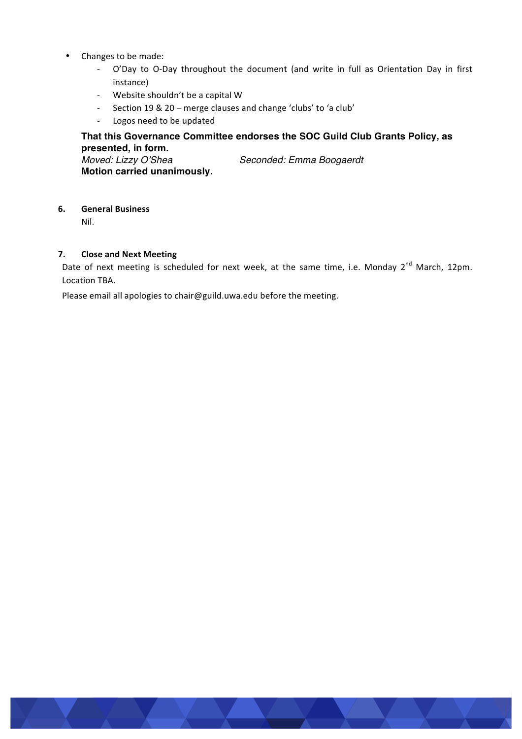- Changes to be made:
  - O'Day to O-Day throughout the document (and write in full as Orientation Day in first instance)
  - Website shouldn't be a capital W
  - Section 19 & 20 – merge clauses and change 'clubs' to 'a club'
  - Logos need to be updated

**That this Governance Committee endorses the SOC Guild Club Grants Policy, as presented, in form.**
*Moved: Lizzy O'Shea* *Seconded: Emma Boogaerdt*
**Motion carried unanimously.**

## 6. General Business

Nil.

## 7. Close and Next Meeting

Date of next meeting is scheduled for next week, at the same time, i.e. Monday 2nd March, 12pm. Location TBA.

Please email all apologies to chair@guild.uwa.edu before the meeting.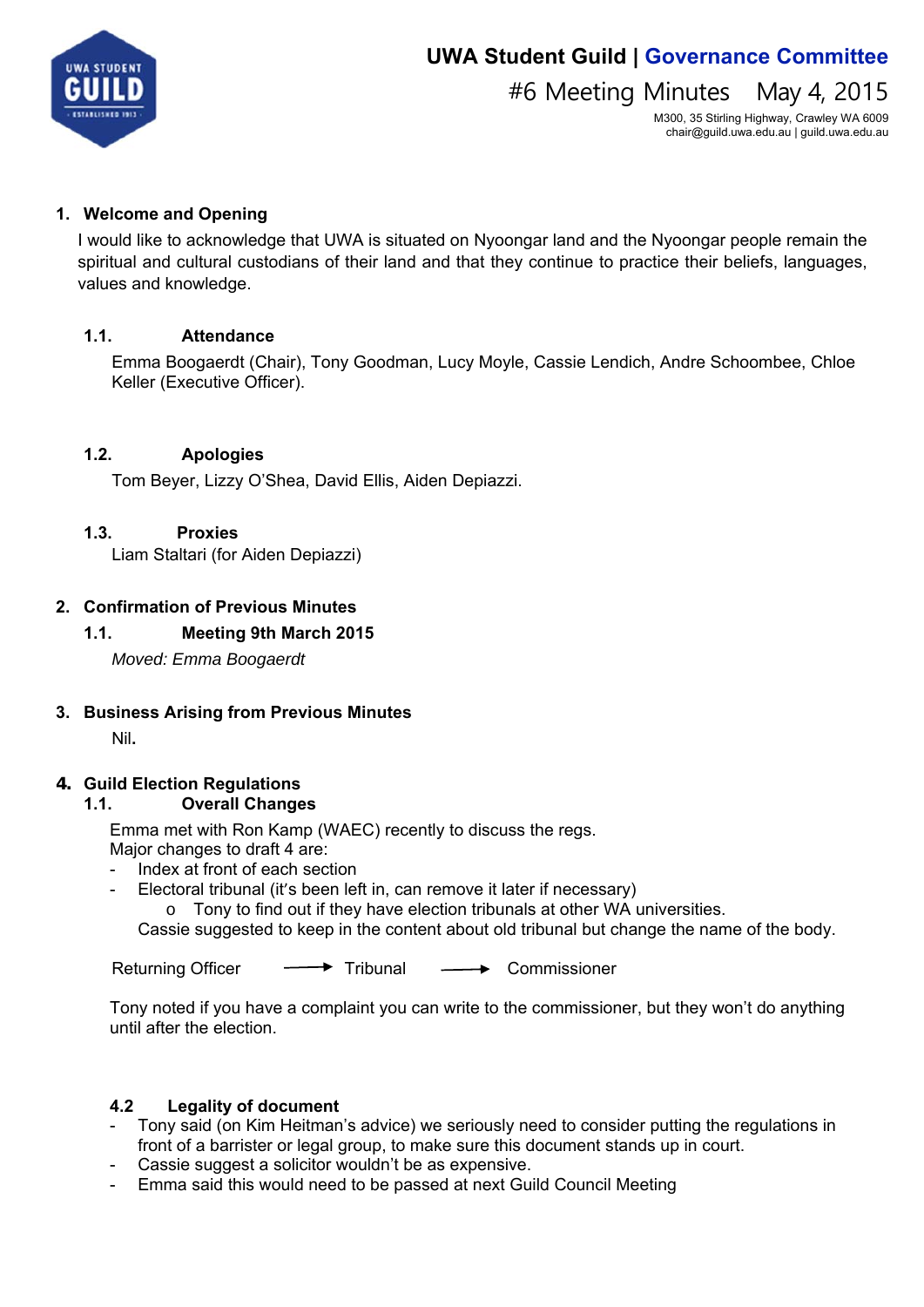# UWA Student Guild | Governance Committee

## #6 Meeting Minutes May 4, 2015

M300, 35 Stirling Highway, Crawley WA 6009
chair@guild.uwa.edu.au | guild.uwa.edu.au

### 1. Welcome and Opening

I would like to acknowledge that UWA is situated on Nyoongar land and the Nyoongar people remain the spiritual and cultural custodians of their land and that they continue to practice their beliefs, languages, values and knowledge.

#### 1.1. Attendance

Emma Boogaerdt (Chair), Tony Goodman, Lucy Moyle, Cassie Lendich, Andre Schoombee, Chloe Keller (Executive Officer).

#### 1.2. Apologies

Tom Beyer, Lizzy O'Shea, David Ellis, Aiden Depiazzi.

#### 1.3. Proxies

Liam Staltari (for Aiden Depiazzi)

### 2. Confirmation of Previous Minutes

#### 1.1. Meeting 9th March 2015

*Moved: Emma Boogaerdt*

### 3. Business Arising from Previous Minutes

Nil.

### 4. Guild Election Regulations

#### 1.1. Overall Changes

Emma met with Ron Kamp (WAEC) recently to discuss the regs.
Major changes to draft 4 are:

- Index at front of each section
- Electoral tribunal (it's been left in, can remove it later if necessary)
  - Tony to find out if they have election tribunals at other WA universities.

Cassie suggested to keep in the content about old tribunal but change the name of the body.

Returning Officer → Tribunal → Commissioner

Tony noted if you have a complaint you can write to the commissioner, but they won't do anything until after the election.

#### 4.2 Legality of document

- Tony said (on Kim Heitman's advice) we seriously need to consider putting the regulations in front of a barrister or legal group, to make sure this document stands up in court.
- Cassie suggest a solicitor wouldn't be as expensive.
- Emma said this would need to be passed at next Guild Council Meeting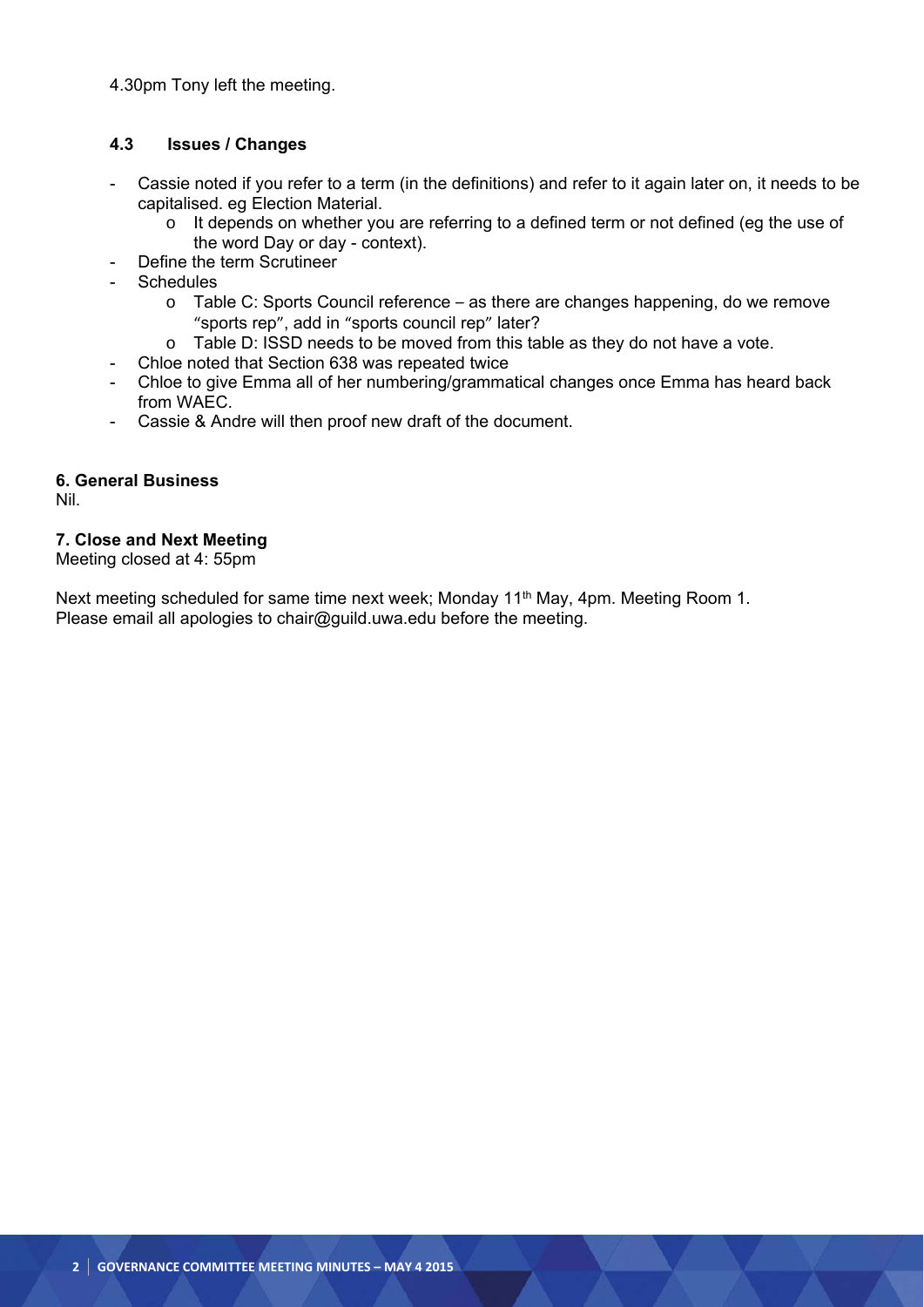4.30pm Tony left the meeting.

### 4.3 Issues / Changes

- Cassie noted if you refer to a term (in the definitions) and refer to it again later on, it needs to be capitalised. eg Election Material.
    - It depends on whether you are referring to a defined term or not defined (eg the use of the word Day or day - context).
- Define the term Scrutineer
- Schedules
    - Table C: Sports Council reference – as there are changes happening, do we remove "sports rep", add in "sports council rep" later?
    - Table D: ISSD needs to be moved from this table as they do not have a vote.
- Chloe noted that Section 638 was repeated twice
- Chloe to give Emma all of her numbering/grammatical changes once Emma has heard back from WAEC.
- Cassie & Andre will then proof new draft of the document.

**6. General Business**
Nil.

**7. Close and Next Meeting**
Meeting closed at 4: 55pm

Next meeting scheduled for same time next week; Monday 11th May, 4pm. Meeting Room 1.
Please email all apologies to chair@guild.uwa.edu before the meeting.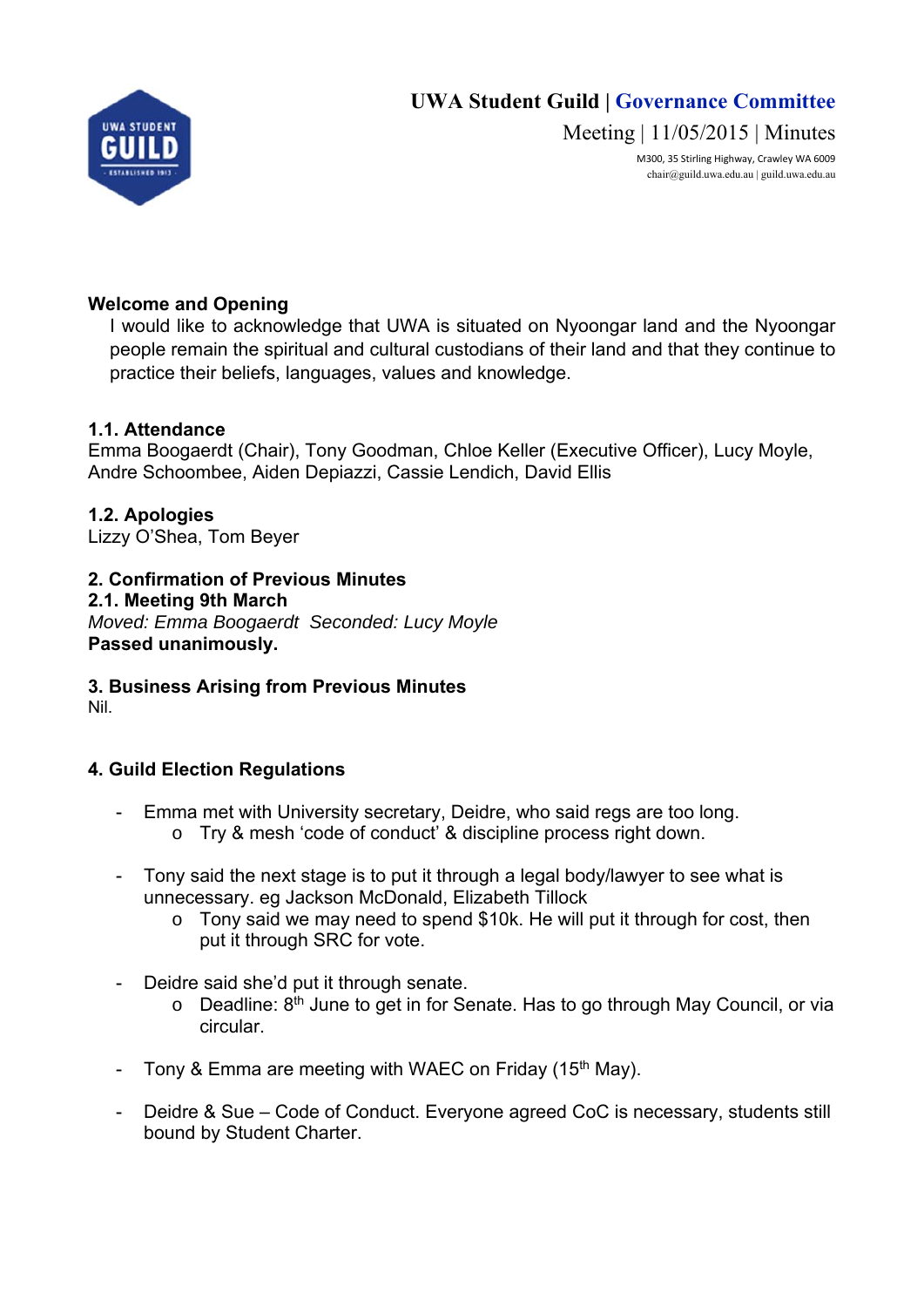# UWA Student Guild | Governance Committee

Meeting | 11/05/2015 | Minutes

M300, 35 Stirling Highway, Crawley WA 6009
chair@guild.uwa.edu.au | guild.uwa.edu.au

**Welcome and Opening**

I would like to acknowledge that UWA is situated on Nyoongar land and the Nyoongar people remain the spiritual and cultural custodians of their land and that they continue to practice their beliefs, languages, values and knowledge.

**1.1. Attendance**

Emma Boogaerdt (Chair), Tony Goodman, Chloe Keller (Executive Officer), Lucy Moyle, Andre Schoombee, Aiden Depiazzi, Cassie Lendich, David Ellis

**1.2. Apologies**

Lizzy O'Shea, Tom Beyer

**2. Confirmation of Previous Minutes**

**2.1. Meeting 9th March**

*Moved: Emma Boogaerdt Seconded: Lucy Moyle*

**Passed unanimously.**

**3. Business Arising from Previous Minutes**

Nil.

**4. Guild Election Regulations**

- Emma met with University secretary, Deidre, who said regs are too long.
  - Try & mesh 'code of conduct' & discipline process right down.
- Tony said the next stage is to put it through a legal body/lawyer to see what is unnecessary. eg Jackson McDonald, Elizabeth Tillock
  - Tony said we may need to spend $10k. He will put it through for cost, then put it through SRC for vote.
- Deidre said she'd put it through senate.
  - Deadline: 8th June to get in for Senate. Has to go through May Council, or via circular.
- Tony & Emma are meeting with WAEC on Friday (15th May).
- Deidre & Sue – Code of Conduct. Everyone agreed CoC is necessary, students still bound by Student Charter.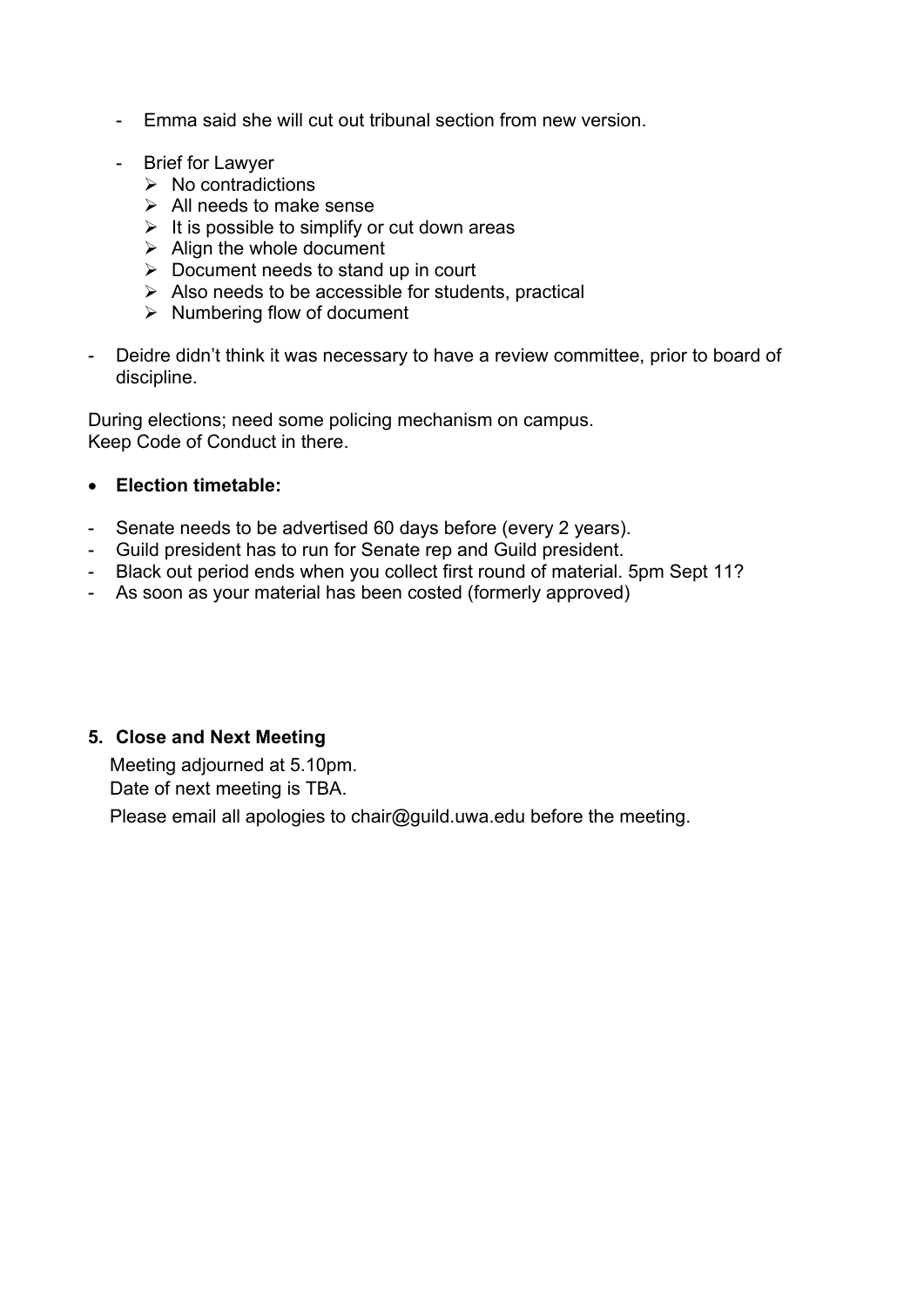- Emma said she will cut out tribunal section from new version.

- Brief for Lawyer
    - No contradictions
    - All needs to make sense
    - It is possible to simplify or cut down areas
    - Align the whole document
    - Document needs to stand up in court
    - Also needs to be accessible for students, practical
    - Numbering flow of document

- Deidre didn't think it was necessary to have a review committee, prior to board of discipline.

During elections; need some policing mechanism on campus.
Keep Code of Conduct in there.

- **Election timetable:**

- Senate needs to be advertised 60 days before (every 2 years).
- Guild president has to run for Senate rep and Guild president.
- Black out period ends when you collect first round of material. 5pm Sept 11?
- As soon as your material has been costed (formerly approved)

## 5. Close and Next Meeting

Meeting adjourned at 5.10pm.
Date of next meeting is TBA.
Please email all apologies to chair@guild.uwa.edu before the meeting.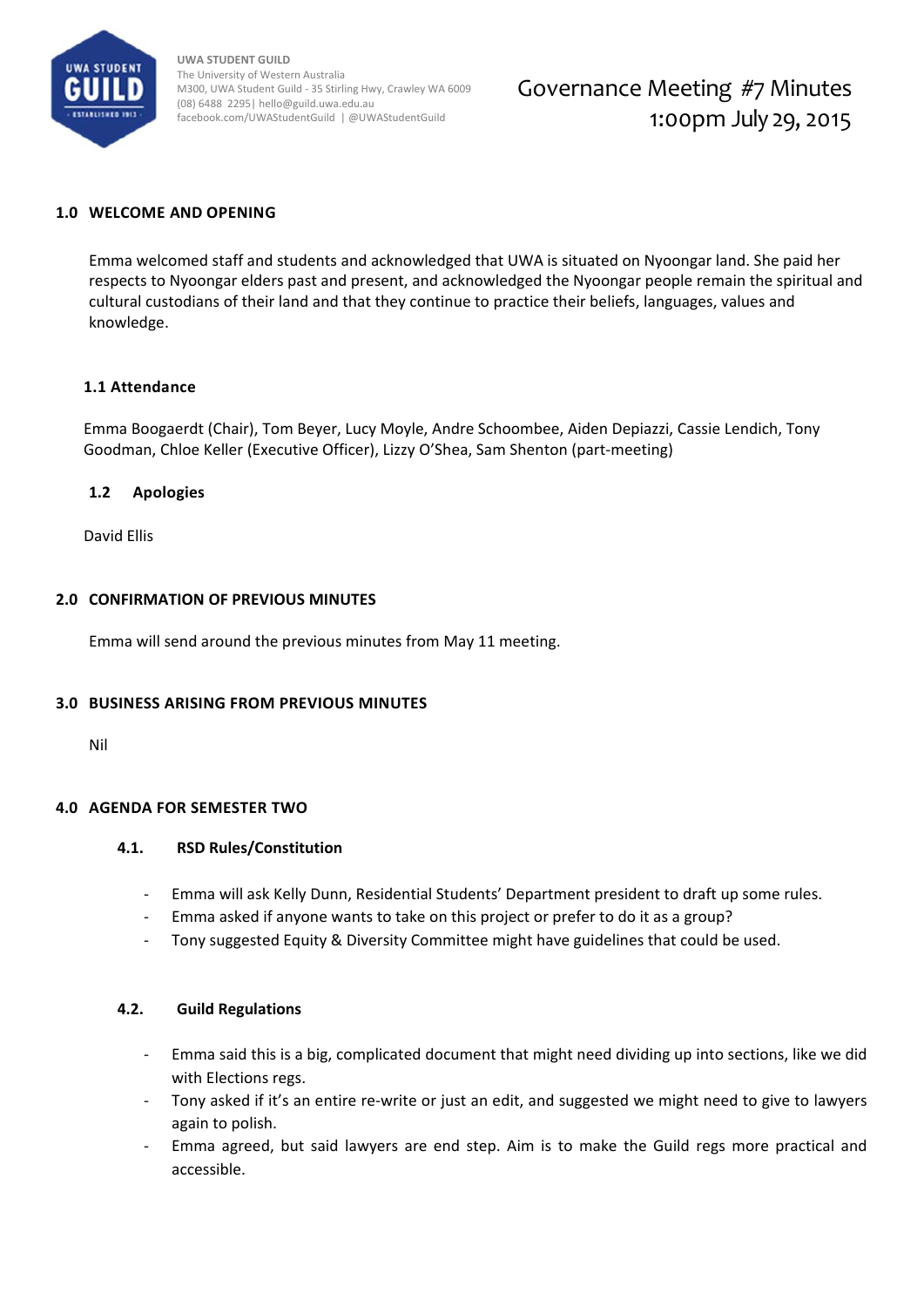UWA STUDENT GUILD
The University of Western Australia
M300, UWA Student Guild - 35 Stirling Hwy, Crawley WA 6009
(08) 6488 2295| hello@guild.uwa.edu.au
facebook.com/UWAStudentGuild | @UWAStudentGuild

# Governance Meeting #7 Minutes
## 1:00pm July 29, 2015

### 1.0 WELCOME AND OPENING

Emma welcomed staff and students and acknowledged that UWA is situated on Nyoongar land. She paid her respects to Nyoongar elders past and present, and acknowledged the Nyoongar people remain the spiritual and cultural custodians of their land and that they continue to practice their beliefs, languages, values and knowledge.

#### 1.1 Attendance

Emma Boogaerdt (Chair), Tom Beyer, Lucy Moyle, Andre Schoombee, Aiden Depiazzi, Cassie Lendich, Tony Goodman, Chloe Keller (Executive Officer), Lizzy O'Shea, Sam Shenton (part-meeting)

#### 1.2 Apologies

David Ellis

### 2.0 CONFIRMATION OF PREVIOUS MINUTES

Emma will send around the previous minutes from May 11 meeting.

### 3.0 BUSINESS ARISING FROM PREVIOUS MINUTES

Nil

### 4.0 AGENDA FOR SEMESTER TWO

#### 4.1. RSD Rules/Constitution

- Emma will ask Kelly Dunn, Residential Students' Department president to draft up some rules.
- Emma asked if anyone wants to take on this project or prefer to do it as a group?
- Tony suggested Equity & Diversity Committee might have guidelines that could be used.

#### 4.2. Guild Regulations

- Emma said this is a big, complicated document that might need dividing up into sections, like we did with Elections regs.
- Tony asked if it's an entire re-write or just an edit, and suggested we might need to give to lawyers again to polish.
- Emma agreed, but said lawyers are end step. Aim is to make the Guild regs more practical and accessible.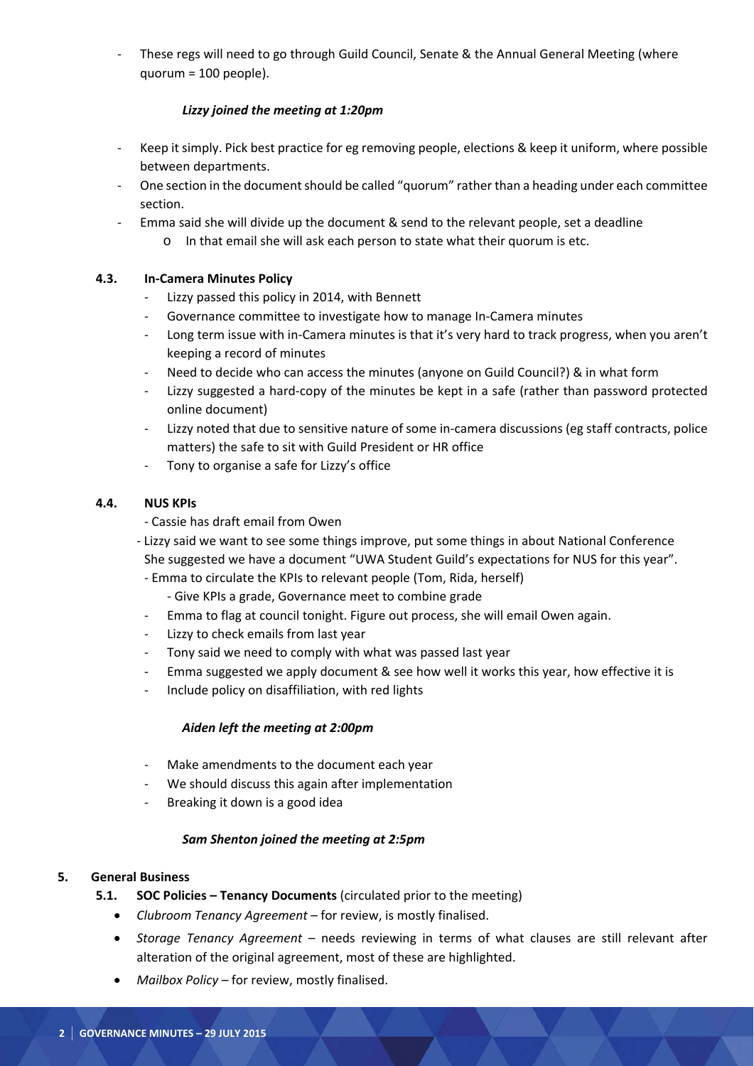- These regs will need to go through Guild Council, Senate & the Annual General Meeting (where quorum = 100 people).

***Lizzy joined the meeting at 1:20pm***

- Keep it simply. Pick best practice for eg removing people, elections & keep it uniform, where possible between departments.
- One section in the document should be called "quorum" rather than a heading under each committee section.
- Emma said she will divide up the document & send to the relevant people, set a deadline
    - In that email she will ask each person to state what their quorum is etc.

**4.3. In-Camera Minutes Policy**

- Lizzy passed this policy in 2014, with Bennett
- Governance committee to investigate how to manage In-Camera minutes
- Long term issue with in-Camera minutes is that it's very hard to track progress, when you aren't keeping a record of minutes
- Need to decide who can access the minutes (anyone on Guild Council?) & in what form
- Lizzy suggested a hard-copy of the minutes be kept in a safe (rather than password protected online document)
- Lizzy noted that due to sensitive nature of some in-camera discussions (eg staff contracts, police matters) the safe to sit with Guild President or HR office
- Tony to organise a safe for Lizzy's office

**4.4. NUS KPIs**

- Cassie has draft email from Owen
- Lizzy said we want to see some things improve, put some things in about National Conference She suggested we have a document "UWA Student Guild's expectations for NUS for this year".
- Emma to circulate the KPIs to relevant people (Tom, Rida, herself)
    - Give KPIs a grade, Governance meet to combine grade
- Emma to flag at council tonight. Figure out process, she will email Owen again.
- Lizzy to check emails from last year
- Tony said we need to comply with what was passed last year
- Emma suggested we apply document & see how well it works this year, how effective it is
- Include policy on disaffiliation, with red lights

***Aiden left the meeting at 2:00pm***

- Make amendments to the document each year
- We should discuss this again after implementation
- Breaking it down is a good idea

***Sam Shenton joined the meeting at 2:5pm***

**5. General Business**

**5.1. SOC Policies – Tenancy Documents** (circulated prior to the meeting)

- *Clubroom Tenancy Agreement* – for review, is mostly finalised.
- *Storage Tenancy Agreement* – needs reviewing in terms of what clauses are still relevant after alteration of the original agreement, most of these are highlighted.
- *Mailbox Policy* – for review, mostly finalised.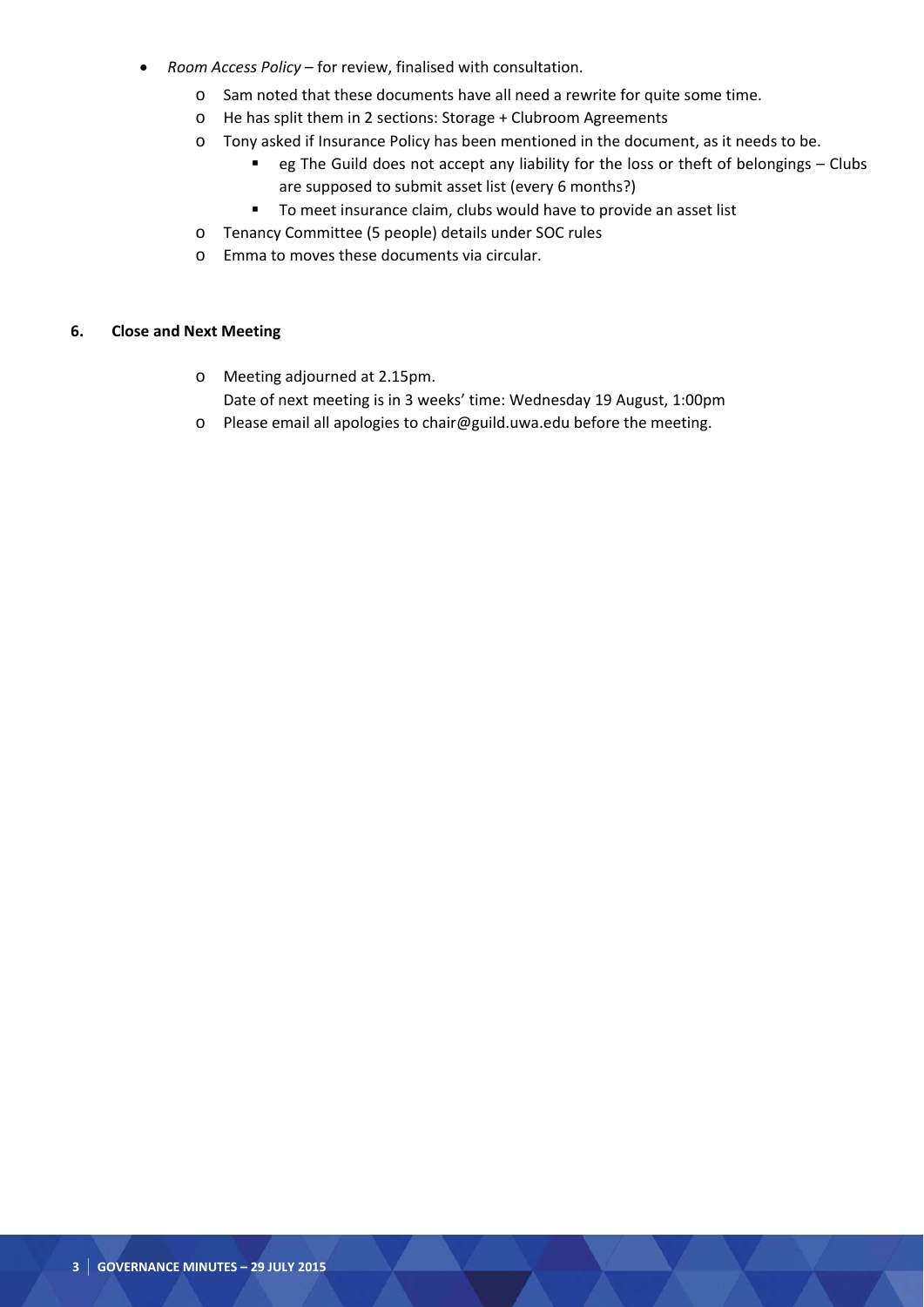- *Room Access Policy* – for review, finalised with consultation.
  - Sam noted that these documents have all need a rewrite for quite some time.
  - He has split them in 2 sections: Storage + Clubroom Agreements
  - Tony asked if Insurance Policy has been mentioned in the document, as it needs to be.
    - eg The Guild does not accept any liability for the loss or theft of belongings – Clubs are supposed to submit asset list (every 6 months?)
    - To meet insurance claim, clubs would have to provide an asset list
  - Tenancy Committee (5 people) details under SOC rules
  - Emma to moves these documents via circular.

**6. Close and Next Meeting**

- Meeting adjourned at 2.15pm.
  Date of next meeting is in 3 weeks' time: Wednesday 19 August, 1:00pm
- Please email all apologies to chair@guild.uwa.edu before the meeting.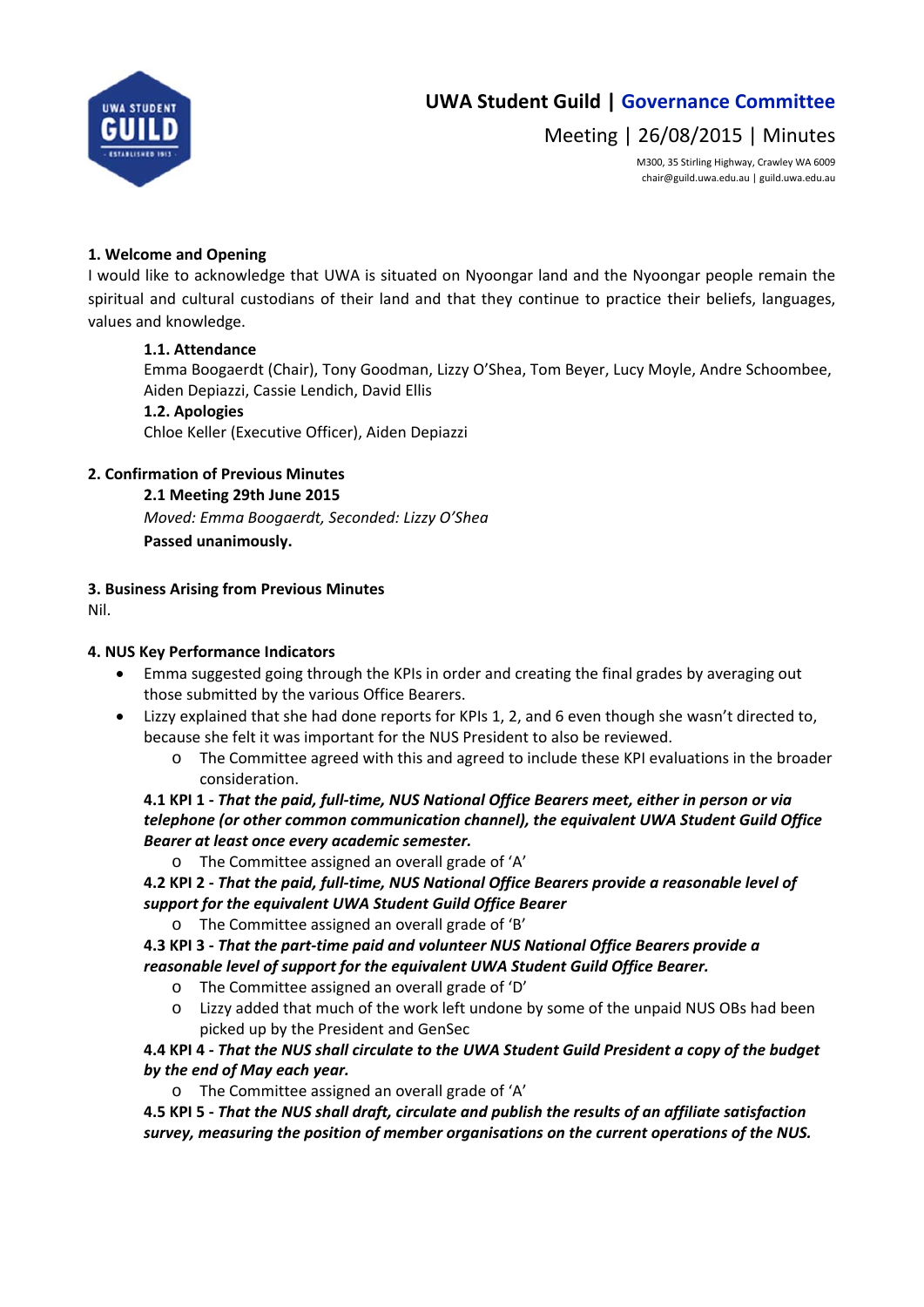# UWA Student Guild | Governance Committee

## Meeting | 26/08/2015 | Minutes

M300, 35 Stirling Highway, Crawley WA 6009
chair@guild.uwa.edu.au | guild.uwa.edu.au

**1. Welcome and Opening**

I would like to acknowledge that UWA is situated on Nyoongar land and the Nyoongar people remain the spiritual and cultural custodians of their land and that they continue to practice their beliefs, languages, values and knowledge.

**1.1. Attendance**

Emma Boogaerdt (Chair), Tony Goodman, Lizzy O'Shea, Tom Beyer, Lucy Moyle, Andre Schoombee, Aiden Depiazzi, Cassie Lendich, David Ellis

**1.2. Apologies**

Chloe Keller (Executive Officer), Aiden Depiazzi

**2. Confirmation of Previous Minutes**

**2.1 Meeting 29th June 2015**

*Moved: Emma Boogaerdt, Seconded: Lizzy O'Shea*

**Passed unanimously.**

**3. Business Arising from Previous Minutes**

Nil.

**4. NUS Key Performance Indicators**

- Emma suggested going through the KPIs in order and creating the final grades by averaging out those submitted by the various Office Bearers.
- Lizzy explained that she had done reports for KPIs 1, 2, and 6 even though she wasn't directed to, because she felt it was important for the NUS President to also be reviewed.
  - The Committee agreed with this and agreed to include these KPI evaluations in the broader consideration.

**4.1 KPI 1 - *That the paid, full-time, NUS National Office Bearers meet, either in person or via telephone (or other common communication channel), the equivalent UWA Student Guild Office Bearer at least once every academic semester.***

- The Committee assigned an overall grade of 'A'

**4.2 KPI 2 - *That the paid, full-time, NUS National Office Bearers provide a reasonable level of support for the equivalent UWA Student Guild Office Bearer***

- The Committee assigned an overall grade of 'B'

**4.3 KPI 3 - *That the part-time paid and volunteer NUS National Office Bearers provide a reasonable level of support for the equivalent UWA Student Guild Office Bearer.***

- The Committee assigned an overall grade of 'D'
- Lizzy added that much of the work left undone by some of the unpaid NUS OBs had been picked up by the President and GenSec

**4.4 KPI 4 - *That the NUS shall circulate to the UWA Student Guild President a copy of the budget by the end of May each year.***

- The Committee assigned an overall grade of 'A'

**4.5 KPI 5 - *That the NUS shall draft, circulate and publish the results of an affiliate satisfaction survey, measuring the position of member organisations on the current operations of the NUS.***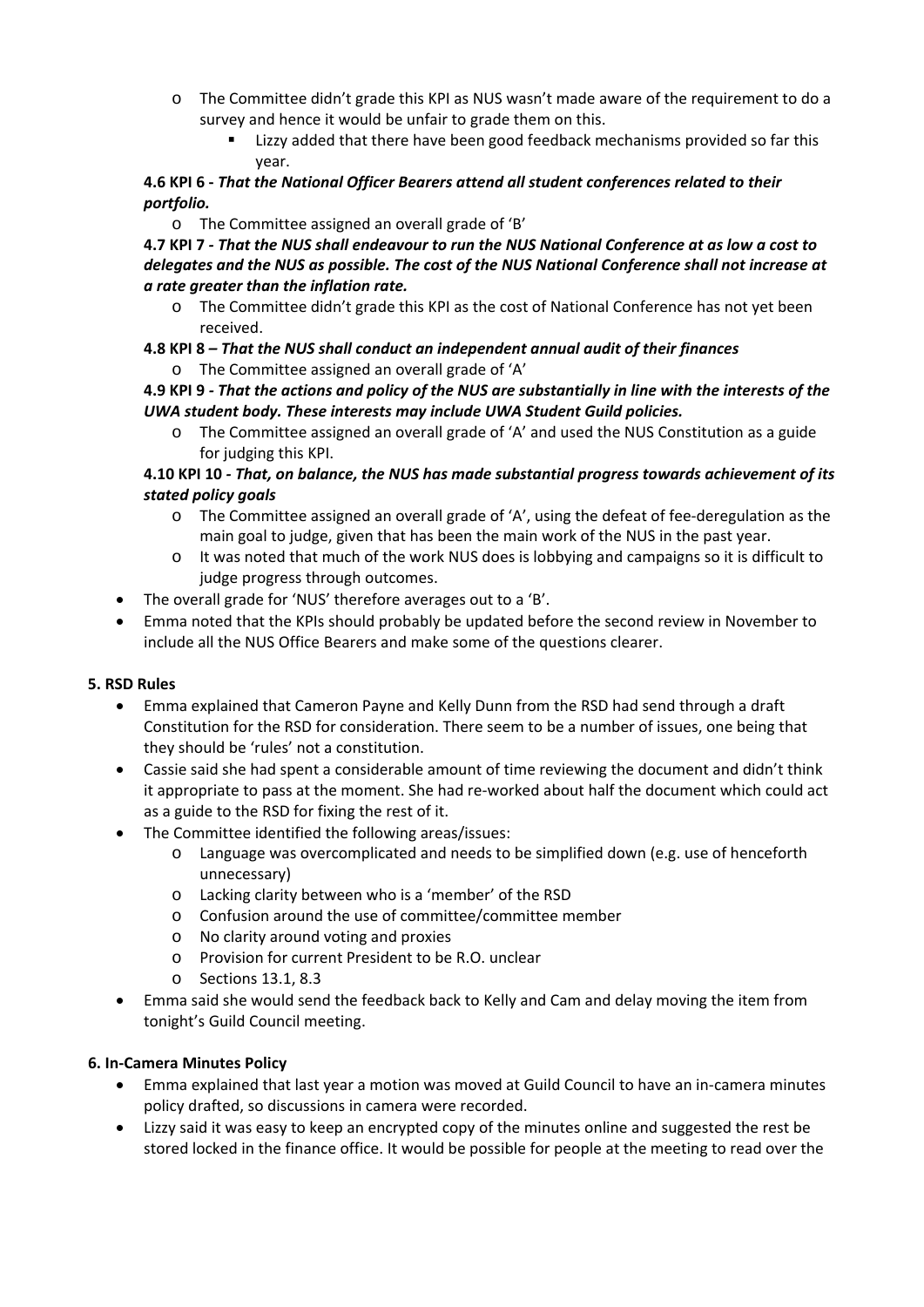- The Committee didn't grade this KPI as NUS wasn't made aware of the requirement to do a survey and hence it would be unfair to grade them on this.
        - Lizzy added that there have been good feedback mechanisms provided so far this year.

**4.6 KPI 6 -** ***That the National Officer Bearers attend all student conferences related to their portfolio.***

- The Committee assigned an overall grade of 'B'

**4.7 KPI 7 -** ***That the NUS shall endeavour to run the NUS National Conference at as low a cost to delegates and the NUS as possible. The cost of the NUS National Conference shall not increase at a rate greater than the inflation rate.***

- The Committee didn't grade this KPI as the cost of National Conference has not yet been received.

**4.8 KPI 8 –** ***That the NUS shall conduct an independent annual audit of their finances***

- The Committee assigned an overall grade of 'A'

**4.9 KPI 9 -** ***That the actions and policy of the NUS are substantially in line with the interests of the UWA student body. These interests may include UWA Student Guild policies.***

- The Committee assigned an overall grade of 'A' and used the NUS Constitution as a guide for judging this KPI.

**4.10 KPI 10 -** ***That, on balance, the NUS has made substantial progress towards achievement of its stated policy goals***

- The Committee assigned an overall grade of 'A', using the defeat of fee-deregulation as the main goal to judge, given that has been the main work of the NUS in the past year.
- It was noted that much of the work NUS does is lobbying and campaigns so it is difficult to judge progress through outcomes.

- The overall grade for 'NUS' therefore averages out to a 'B'.
- Emma noted that the KPIs should probably be updated before the second review in November to include all the NUS Office Bearers and make some of the questions clearer.

**5. RSD Rules**

- Emma explained that Cameron Payne and Kelly Dunn from the RSD had send through a draft Constitution for the RSD for consideration. There seem to be a number of issues, one being that they should be 'rules' not a constitution.
- Cassie said she had spent a considerable amount of time reviewing the document and didn't think it appropriate to pass at the moment. She had re-worked about half the document which could act as a guide to the RSD for fixing the rest of it.
- The Committee identified the following areas/issues:
    - Language was overcomplicated and needs to be simplified down (e.g. use of henceforth unnecessary)
    - Lacking clarity between who is a 'member' of the RSD
    - Confusion around the use of committee/committee member
    - No clarity around voting and proxies
    - Provision for current President to be R.O. unclear
    - Sections 13.1, 8.3
- Emma said she would send the feedback back to Kelly and Cam and delay moving the item from tonight's Guild Council meeting.

**6. In-Camera Minutes Policy**

- Emma explained that last year a motion was moved at Guild Council to have an in-camera minutes policy drafted, so discussions in camera were recorded.
- Lizzy said it was easy to keep an encrypted copy of the minutes online and suggested the rest be stored locked in the finance office. It would be possible for people at the meeting to read over the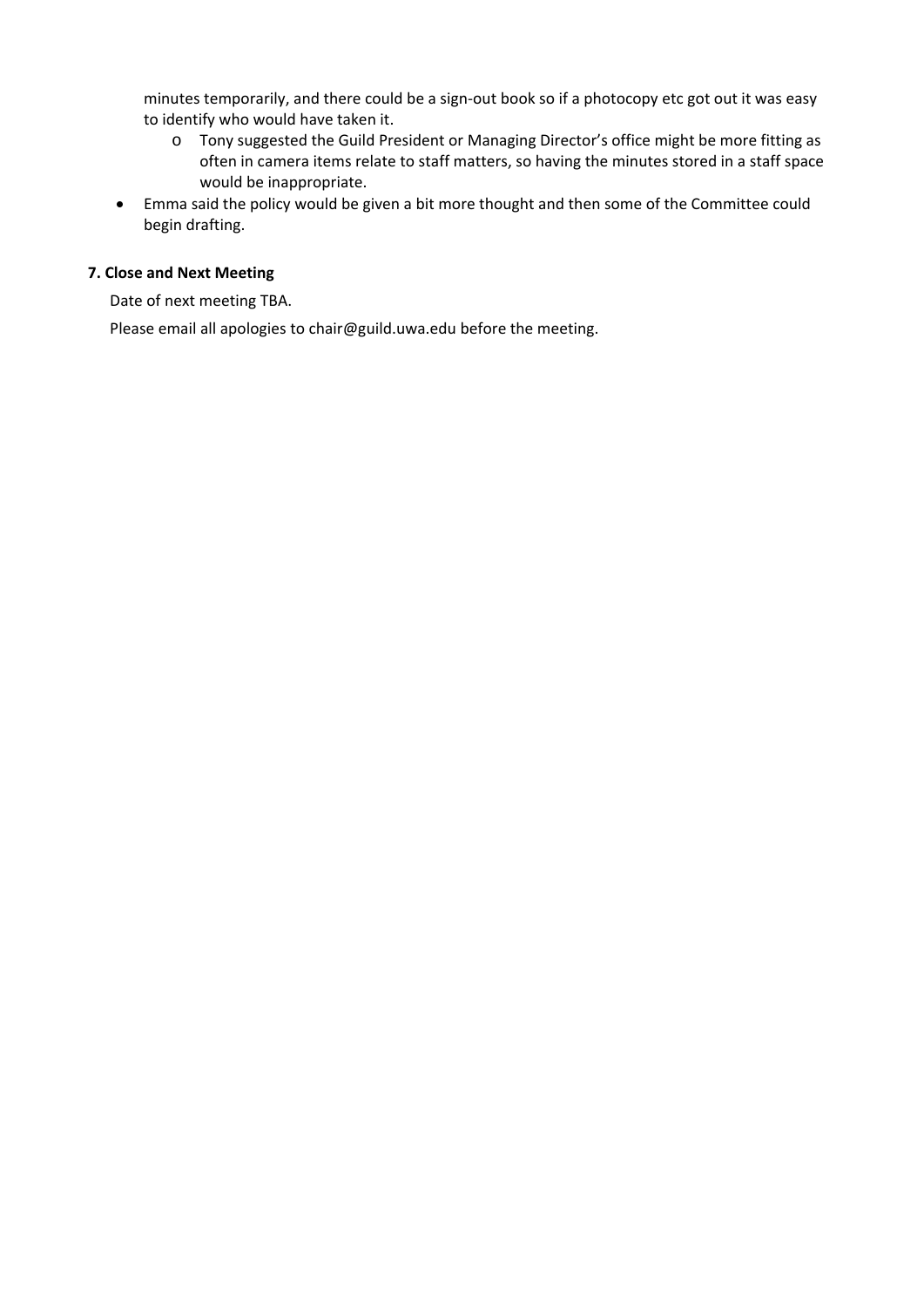minutes temporarily, and there could be a sign-out book so if a photocopy etc got out it was easy to identify who would have taken it.

  - Tony suggested the Guild President or Managing Director's office might be more fitting as often in camera items relate to staff matters, so having the minutes stored in a staff space would be inappropriate.

- Emma said the policy would be given a bit more thought and then some of the Committee could begin drafting.

**7. Close and Next Meeting**

Date of next meeting TBA.

Please email all apologies to chair@guild.uwa.edu before the meeting.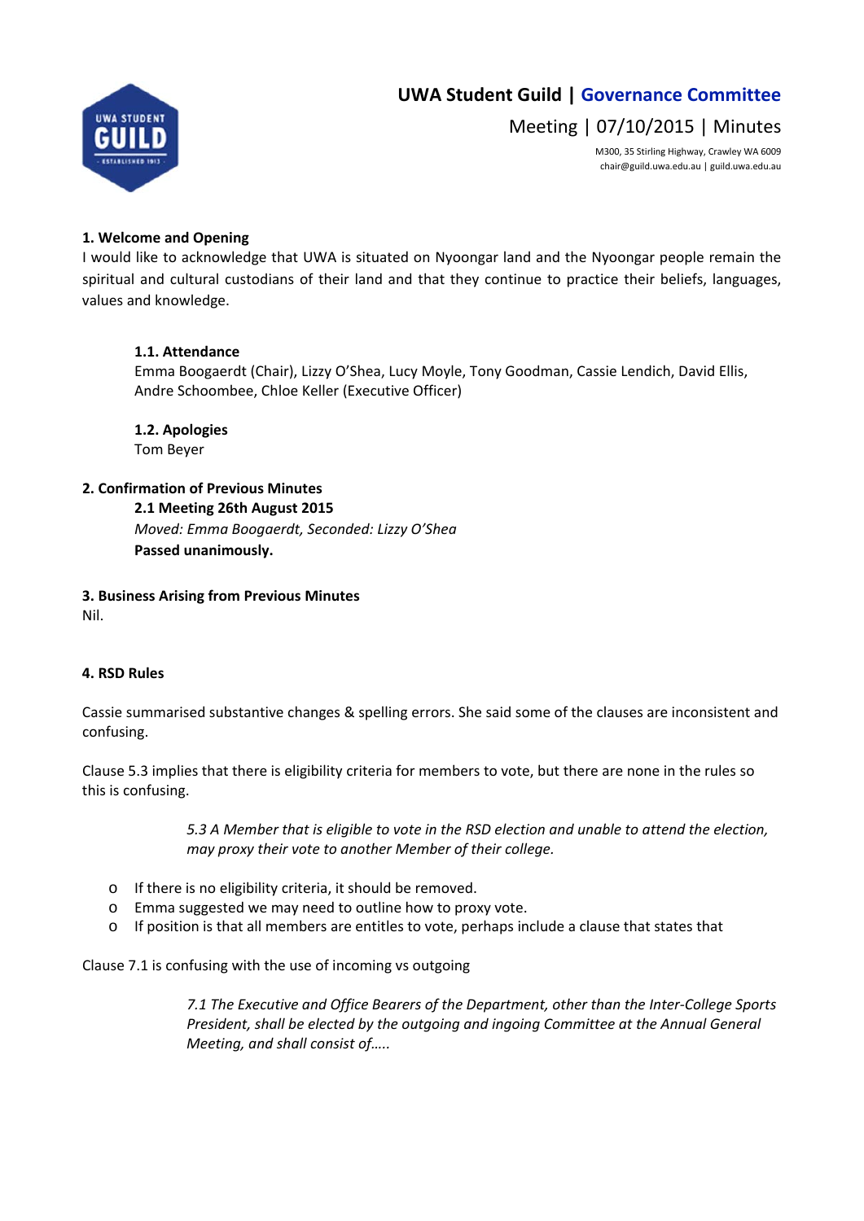# UWA Student Guild | Governance Committee

Meeting | 07/10/2015 | Minutes

M300, 35 Stirling Highway, Crawley WA 6009
chair@guild.uwa.edu.au | guild.uwa.edu.au

**1. Welcome and Opening**

I would like to acknowledge that UWA is situated on Nyoongar land and the Nyoongar people remain the spiritual and cultural custodians of their land and that they continue to practice their beliefs, languages, values and knowledge.

**1.1. Attendance**

Emma Boogaerdt (Chair), Lizzy O'Shea, Lucy Moyle, Tony Goodman, Cassie Lendich, David Ellis, Andre Schoombee, Chloe Keller (Executive Officer)

**1.2. Apologies**

Tom Beyer

**2. Confirmation of Previous Minutes**

**2.1 Meeting 26th August 2015**

*Moved: Emma Boogaerdt, Seconded: Lizzy O'Shea*

**Passed unanimously.**

**3. Business Arising from Previous Minutes**

Nil.

**4. RSD Rules**

Cassie summarised substantive changes & spelling errors. She said some of the clauses are inconsistent and confusing.

Clause 5.3 implies that there is eligibility criteria for members to vote, but there are none in the rules so this is confusing.

> *5.3 A Member that is eligible to vote in the RSD election and unable to attend the election, may proxy their vote to another Member of their college.*

- If there is no eligibility criteria, it should be removed.
- Emma suggested we may need to outline how to proxy vote.
- If position is that all members are entitles to vote, perhaps include a clause that states that

Clause 7.1 is confusing with the use of incoming vs outgoing

> *7.1 The Executive and Office Bearers of the Department, other than the Inter-College Sports President, shall be elected by the outgoing and ingoing Committee at the Annual General Meeting, and shall consist of…..*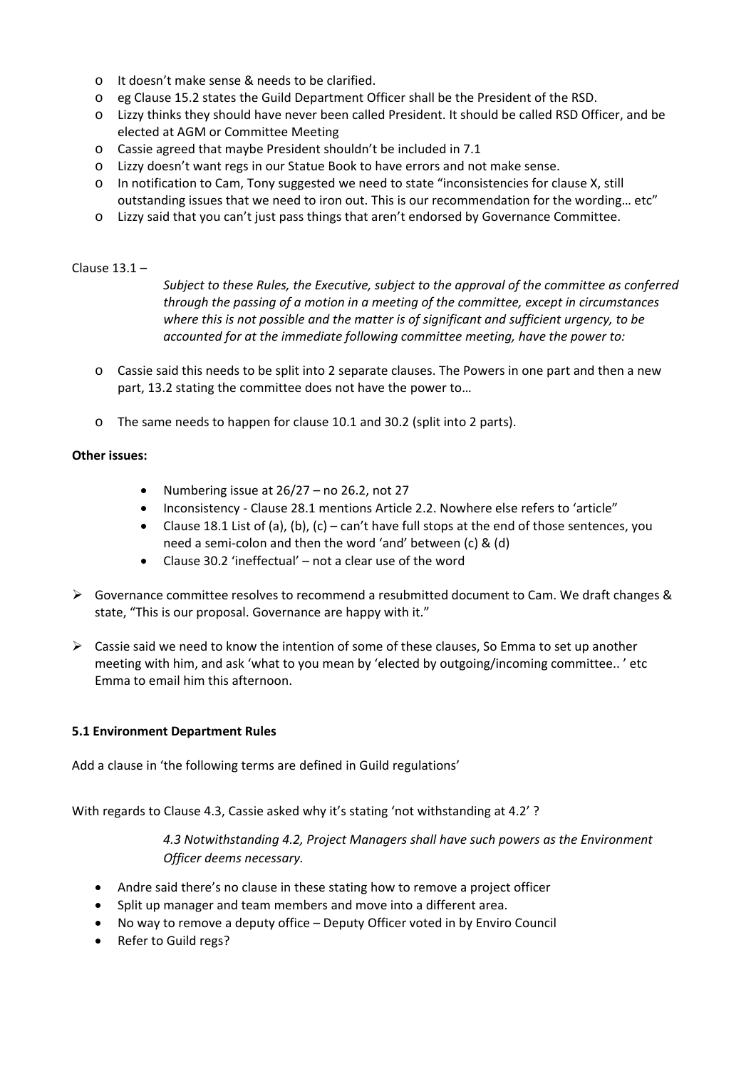- It doesn't make sense & needs to be clarified.
- eg Clause 15.2 states the Guild Department Officer shall be the President of the RSD.
- Lizzy thinks they should have never been called President. It should be called RSD Officer, and be elected at AGM or Committee Meeting
- Cassie agreed that maybe President shouldn't be included in 7.1
- Lizzy doesn't want regs in our Statue Book to have errors and not make sense.
- In notification to Cam, Tony suggested we need to state "inconsistencies for clause X, still outstanding issues that we need to iron out. This is our recommendation for the wording… etc"
- Lizzy said that you can't just pass things that aren't endorsed by Governance Committee.

Clause 13.1 –

> *Subject to these Rules, the Executive, subject to the approval of the committee as conferred through the passing of a motion in a meeting of the committee, except in circumstances where this is not possible and the matter is of significant and sufficient urgency, to be accounted for at the immediate following committee meeting, have the power to:*

- Cassie said this needs to be split into 2 separate clauses. The Powers in one part and then a new part, 13.2 stating the committee does not have the power to…

- The same needs to happen for clause 10.1 and 30.2 (split into 2 parts).

**Other issues:**

- Numbering issue at 26/27 – no 26.2, not 27
- Inconsistency - Clause 28.1 mentions Article 2.2. Nowhere else refers to 'article"
- Clause 18.1 List of (a), (b), (c) – can't have full stops at the end of those sentences, you need a semi-colon and then the word 'and' between (c) & (d)
- Clause 30.2 'ineffectual' – not a clear use of the word

- Governance committee resolves to recommend a resubmitted document to Cam. We draft changes & state, "This is our proposal. Governance are happy with it."

- Cassie said we need to know the intention of some of these clauses, So Emma to set up another meeting with him, and ask 'what to you mean by 'elected by outgoing/incoming committee.. ' etc Emma to email him this afternoon.

**5.1 Environment Department Rules**

Add a clause in 'the following terms are defined in Guild regulations'

With regards to Clause 4.3, Cassie asked why it's stating 'not withstanding at 4.2' ?

> *4.3 Notwithstanding 4.2, Project Managers shall have such powers as the Environment Officer deems necessary.*

- Andre said there's no clause in these stating how to remove a project officer
- Split up manager and team members and move into a different area.
- No way to remove a deputy office – Deputy Officer voted in by Enviro Council
- Refer to Guild regs?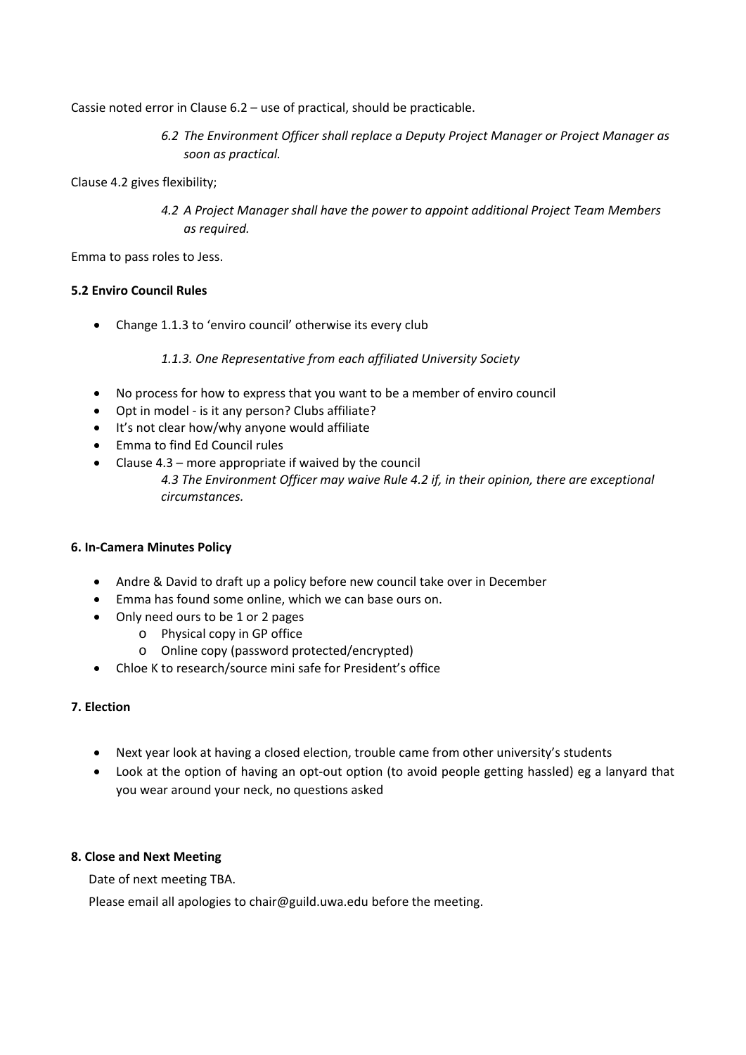Cassie noted error in Clause 6.2 – use of practical, should be practicable.

> *6.2 The Environment Officer shall replace a Deputy Project Manager or Project Manager as soon as practical.*

Clause 4.2 gives flexibility;

> *4.2 A Project Manager shall have the power to appoint additional Project Team Members as required.*

Emma to pass roles to Jess.

**5.2 Enviro Council Rules**

- Change 1.1.3 to 'enviro council' otherwise its every club

  *1.1.3. One Representative from each affiliated University Society*

- No process for how to express that you want to be a member of enviro council
- Opt in model - is it any person? Clubs affiliate?
- It's not clear how/why anyone would affiliate
- Emma to find Ed Council rules
- Clause 4.3 – more appropriate if waived by the council

  *4.3 The Environment Officer may waive Rule 4.2 if, in their opinion, there are exceptional circumstances.*

**6. In-Camera Minutes Policy**

- Andre & David to draft up a policy before new council take over in December
- Emma has found some online, which we can base ours on.
- Only need ours to be 1 or 2 pages
  - Physical copy in GP office
  - Online copy (password protected/encrypted)
- Chloe K to research/source mini safe for President's office

**7. Election**

- Next year look at having a closed election, trouble came from other university's students
- Look at the option of having an opt-out option (to avoid people getting hassled) eg a lanyard that you wear around your neck, no questions asked

**8. Close and Next Meeting**

Date of next meeting TBA.

Please email all apologies to chair@guild.uwa.edu before the meeting.